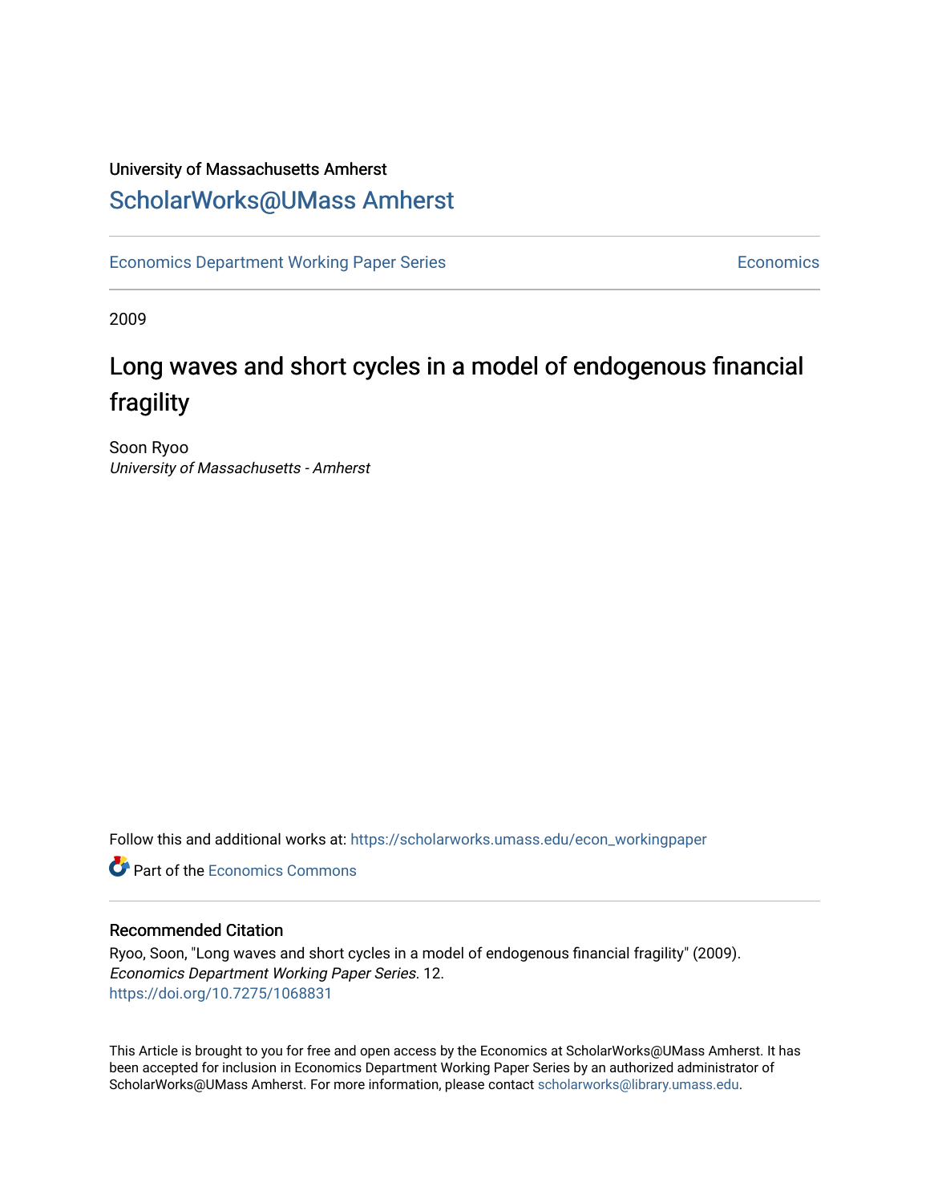University of Massachusetts Amherst

# ScholarWorks@UMass Amherst

Economics Department Working Paper Series

Economics

2009

# Long waves and short cycles in a model of endogenous financial fragility

Soon Ryoo

*University of Massachusetts - Amherst*

Follow this and additional works at: https://scholarworks.umass.edu/econ_workingpaper

Part of the Economics Commons

## Recommended Citation

Ryoo, Soon, "Long waves and short cycles in a model of endogenous financial fragility" (2009). *Economics Department Working Paper Series*. 12.
https://doi.org/10.7275/1068831

This Article is brought to you for free and open access by the Economics at ScholarWorks@UMass Amherst. It has been accepted for inclusion in Economics Department Working Paper Series by an authorized administrator of ScholarWorks@UMass Amherst. For more information, please contact scholarworks@library.umass.edu.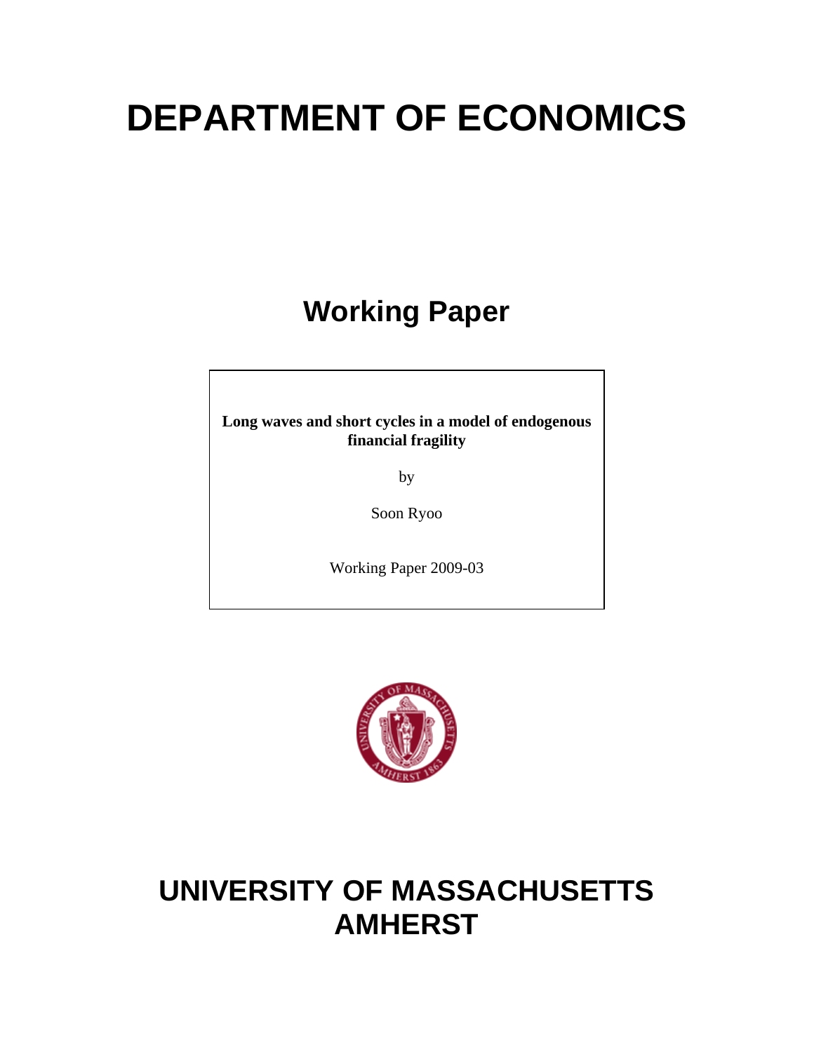# DEPARTMENT OF ECONOMICS

## Working Paper

**Long waves and short cycles in a model of endogenous financial fragility**

by

Soon Ryoo

Working Paper 2009-03

# UNIVERSITY OF MASSACHUSETTS AMHERST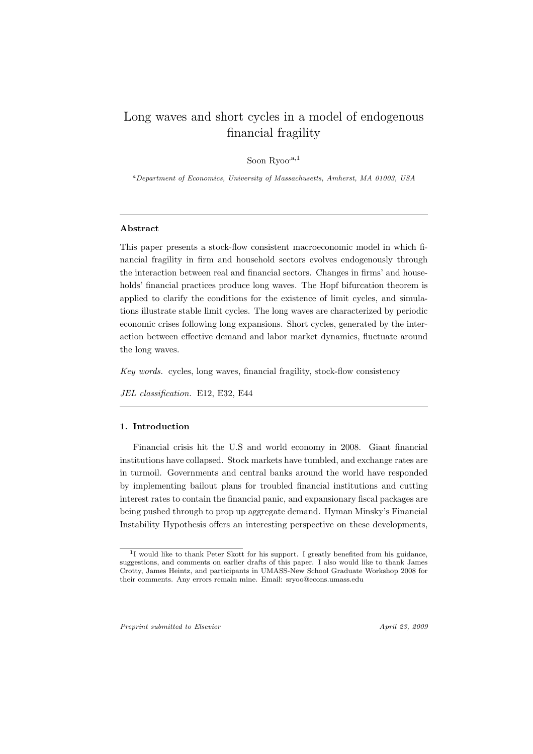# Long waves and short cycles in a model of endogenous financial fragility

Soon Ryoo[a,1]

[a]*Department of Economics, University of Massachusetts, Amherst, MA 01003, USA*

---

### Abstract

This paper presents a stock-flow consistent macroeconomic model in which financial fragility in firm and household sectors evolves endogenously through the interaction between real and financial sectors. Changes in firms' and households' financial practices produce long waves. The Hopf bifurcation theorem is applied to clarify the conditions for the existence of limit cycles, and simulations illustrate stable limit cycles. The long waves are characterized by periodic economic crises following long expansions. Short cycles, generated by the interaction between effective demand and labor market dynamics, fluctuate around the long waves.

*Key words.* cycles, long waves, financial fragility, stock-flow consistency

*JEL classification.* E12, E32, E44

---

### 1. Introduction

Financial crisis hit the U.S and world economy in 2008. Giant financial institutions have collapsed. Stock markets have tumbled, and exchange rates are in turmoil. Governments and central banks around the world have responded by implementing bailout plans for troubled financial institutions and cutting interest rates to contain the financial panic, and expansionary fiscal packages are being pushed through to prop up aggregate demand. Hyman Minsky's Financial Instability Hypothesis offers an interesting perspective on these developments,

---

[1] I would like to thank Peter Skott for his support. I greatly benefited from his guidance, suggestions, and comments on earlier drafts of this paper. I also would like to thank James Crotty, James Heintz, and participants in UMASS-New School Graduate Workshop 2008 for their comments. Any errors remain mine. Email: sryoo@econs.umass.edu

*Preprint submitted to Elsevier* *April 23, 2009*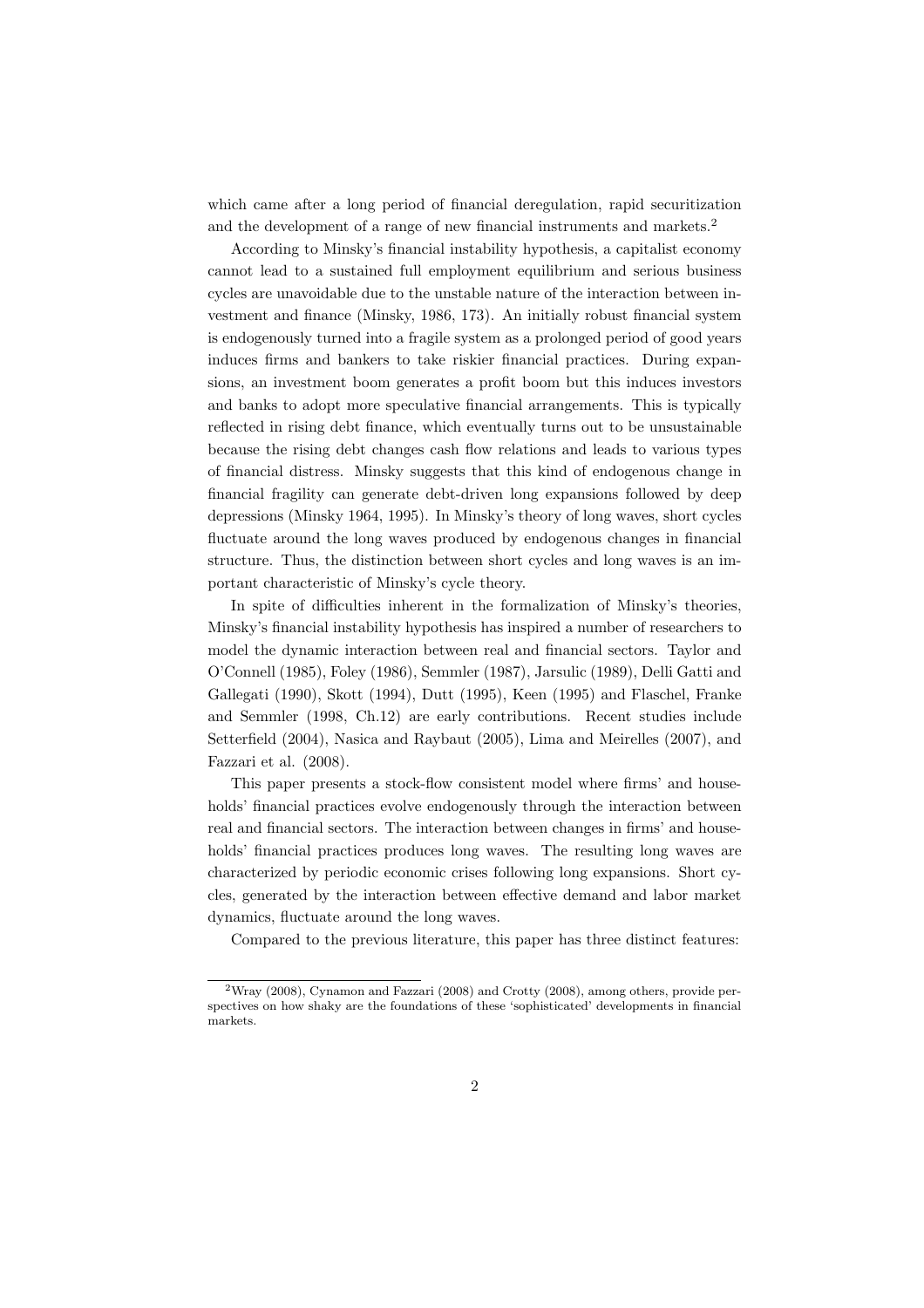which came after a long period of financial deregulation, rapid securitization and the development of a range of new financial instruments and markets.[2]

According to Minsky's financial instability hypothesis, a capitalist economy cannot lead to a sustained full employment equilibrium and serious business cycles are unavoidable due to the unstable nature of the interaction between investment and finance (Minsky, 1986, 173). An initially robust financial system is endogenously turned into a fragile system as a prolonged period of good years induces firms and bankers to take riskier financial practices. During expansions, an investment boom generates a profit boom but this induces investors and banks to adopt more speculative financial arrangements. This is typically reflected in rising debt finance, which eventually turns out to be unsustainable because the rising debt changes cash flow relations and leads to various types of financial distress. Minsky suggests that this kind of endogenous change in financial fragility can generate debt-driven long expansions followed by deep depressions (Minsky 1964, 1995). In Minsky's theory of long waves, short cycles fluctuate around the long waves produced by endogenous changes in financial structure. Thus, the distinction between short cycles and long waves is an important characteristic of Minsky's cycle theory.

In spite of difficulties inherent in the formalization of Minsky's theories, Minsky's financial instability hypothesis has inspired a number of researchers to model the dynamic interaction between real and financial sectors. Taylor and O'Connell (1985), Foley (1986), Semmler (1987), Jarsulic (1989), Delli Gatti and Gallegati (1990), Skott (1994), Dutt (1995), Keen (1995) and Flaschel, Franke and Semmler (1998, Ch.12) are early contributions. Recent studies include Setterfield (2004), Nasica and Raybaut (2005), Lima and Meirelles (2007), and Fazzari et al. (2008).

This paper presents a stock-flow consistent model where firms' and households' financial practices evolve endogenously through the interaction between real and financial sectors. The interaction between changes in firms' and households' financial practices produces long waves. The resulting long waves are characterized by periodic economic crises following long expansions. Short cycles, generated by the interaction between effective demand and labor market dynamics, fluctuate around the long waves.

Compared to the previous literature, this paper has three distinct features:

---

[2] Wray (2008), Cynamon and Fazzari (2008) and Crotty (2008), among others, provide perspectives on how shaky are the foundations of these 'sophisticated' developments in financial markets.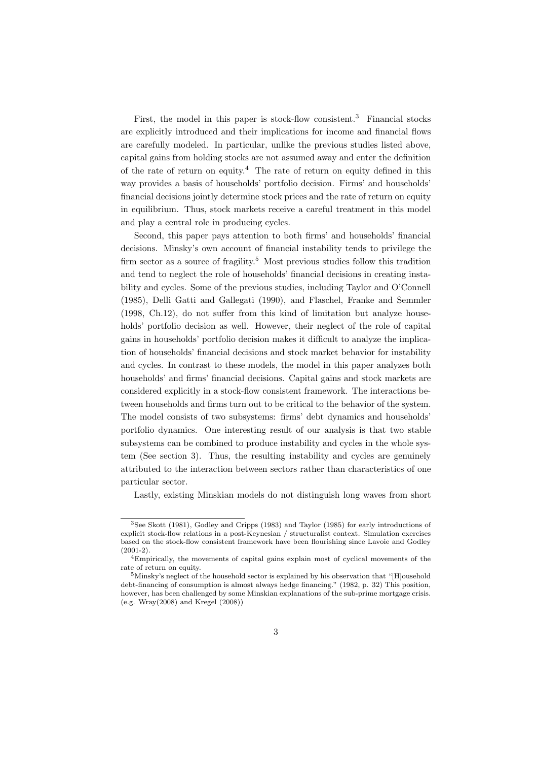First, the model in this paper is stock-flow consistent.[3] Financial stocks are explicitly introduced and their implications for income and financial flows are carefully modeled. In particular, unlike the previous studies listed above, capital gains from holding stocks are not assumed away and enter the definition of the rate of return on equity.[4] The rate of return on equity defined in this way provides a basis of households' portfolio decision. Firms' and households' financial decisions jointly determine stock prices and the rate of return on equity in equilibrium. Thus, stock markets receive a careful treatment in this model and play a central role in producing cycles.

Second, this paper pays attention to both firms' and households' financial decisions. Minsky's own account of financial instability tends to privilege the firm sector as a source of fragility.[5] Most previous studies follow this tradition and tend to neglect the role of households' financial decisions in creating instability and cycles. Some of the previous studies, including Taylor and O'Connell (1985), Delli Gatti and Gallegati (1990), and Flaschel, Franke and Semmler (1998, Ch.12), do not suffer from this kind of limitation but analyze households' portfolio decision as well. However, their neglect of the role of capital gains in households' portfolio decision makes it difficult to analyze the implication of households' financial decisions and stock market behavior for instability and cycles. In contrast to these models, the model in this paper analyzes both households' and firms' financial decisions. Capital gains and stock markets are considered explicitly in a stock-flow consistent framework. The interactions between households and firms turn out to be critical to the behavior of the system. The model consists of two subsystems: firms' debt dynamics and households' portfolio dynamics. One interesting result of our analysis is that two stable subsystems can be combined to produce instability and cycles in the whole system (See section 3). Thus, the resulting instability and cycles are genuinely attributed to the interaction between sectors rather than characteristics of one particular sector.

Lastly, existing Minskian models do not distinguish long waves from short

---

[3] See Skott (1981), Godley and Cripps (1983) and Taylor (1985) for early introductions of explicit stock-flow relations in a post-Keynesian / structuralist context. Simulation exercises based on the stock-flow consistent framework have been flourishing since Lavoie and Godley (2001-2).

[4] Empirically, the movements of capital gains explain most of cyclical movements of the rate of return on equity.

[5] Minsky's neglect of the household sector is explained by his observation that "[H]ousehold debt-financing of consumption is almost always hedge financing." (1982, p. 32) This position, however, has been challenged by some Minskian explanations of the sub-prime mortgage crisis. (e.g. Wray(2008) and Kregel (2008))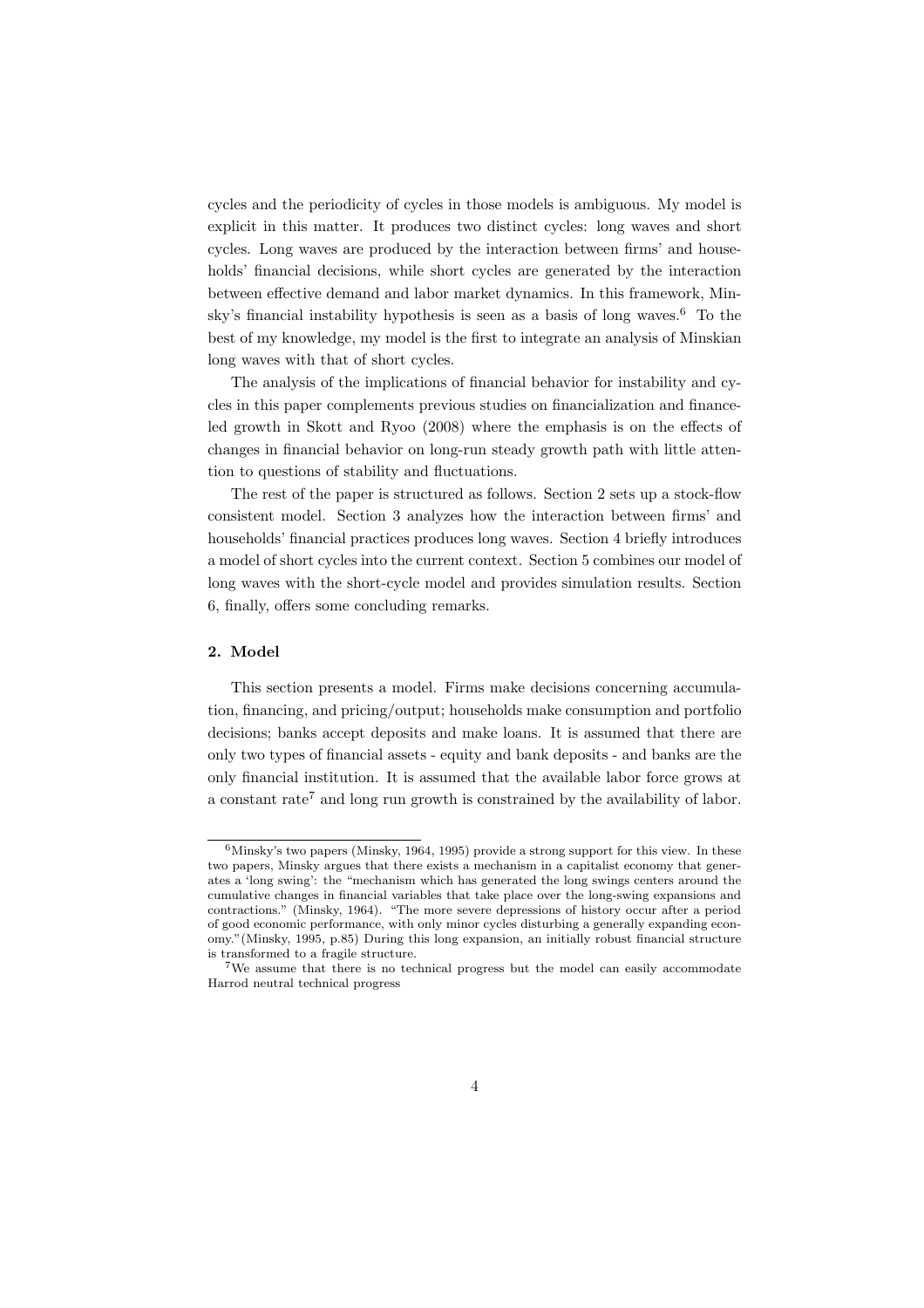cycles and the periodicity of cycles in those models is ambiguous. My model is explicit in this matter. It produces two distinct cycles: long waves and short cycles. Long waves are produced by the interaction between firms' and households' financial decisions, while short cycles are generated by the interaction between effective demand and labor market dynamics. In this framework, Minsky's financial instability hypothesis is seen as a basis of long waves.[6] To the best of my knowledge, my model is the first to integrate an analysis of Minskian long waves with that of short cycles.

The analysis of the implications of financial behavior for instability and cycles in this paper complements previous studies on financialization and finance-led growth in Skott and Ryoo (2008) where the emphasis is on the effects of changes in financial behavior on long-run steady growth path with little attention to questions of stability and fluctuations.

The rest of the paper is structured as follows. Section 2 sets up a stock-flow consistent model. Section 3 analyzes how the interaction between firms' and households' financial practices produces long waves. Section 4 briefly introduces a model of short cycles into the current context. Section 5 combines our model of long waves with the short-cycle model and provides simulation results. Section 6, finally, offers some concluding remarks.

## 2. Model

This section presents a model. Firms make decisions concerning accumulation, financing, and pricing/output; households make consumption and portfolio decisions; banks accept deposits and make loans. It is assumed that there are only two types of financial assets - equity and bank deposits - and banks are the only financial institution. It is assumed that the available labor force grows at a constant rate[7] and long run growth is constrained by the availability of labor.

---

[6] Minsky's two papers (Minsky, 1964, 1995) provide a strong support for this view. In these two papers, Minsky argues that there exists a mechanism in a capitalist economy that generates a 'long swing': the "mechanism which has generated the long swings centers around the cumulative changes in financial variables that take place over the long-swing expansions and contractions." (Minsky, 1964). "The more severe depressions of history occur after a period of good economic performance, with only minor cycles disturbing a generally expanding economy."(Minsky, 1995, p.85) During this long expansion, an initially robust financial structure is transformed to a fragile structure.

[7] We assume that there is no technical progress but the model can easily accommodate Harrod neutral technical progress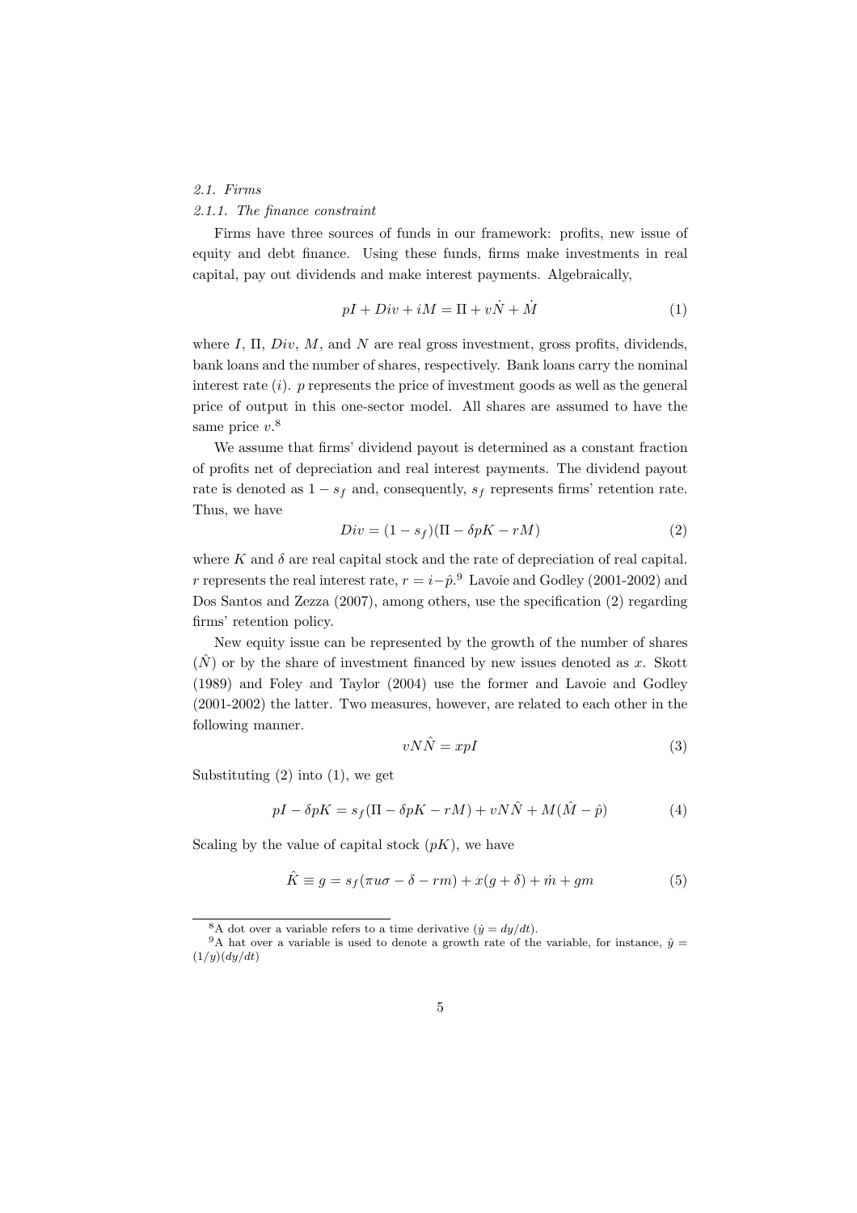*2.1. Firms*

*2.1.1. The finance constraint*

Firms have three sources of funds in our framework: profits, new issue of equity and debt finance. Using these funds, firms make investments in real capital, pay out dividends and make interest payments. Algebraically,

$$pI + Div + iM = \Pi + v\dot{N} + \dot{M} \tag{1}$$

where $I$, $\Pi$, $Div$, $M$, and $N$ are real gross investment, gross profits, dividends, bank loans and the number of shares, respectively. Bank loans carry the nominal interest rate ($i$). $p$ represents the price of investment goods as well as the general price of output in this one-sector model. All shares are assumed to have the same price $v$.[8]

We assume that firms' dividend payout is determined as a constant fraction of profits net of depreciation and real interest payments. The dividend payout rate is denoted as $1 - s_f$ and, consequently, $s_f$ represents firms' retention rate. Thus, we have

$$Div = (1 - s_f)(\Pi - \delta pK - rM) \tag{2}$$

where $K$ and $\delta$ are real capital stock and the rate of depreciation of real capital. $r$ represents the real interest rate, $r = i - \hat{p}$.[9] Lavoie and Godley (2001-2002) and Dos Santos and Zezza (2007), among others, use the specification (2) regarding firms' retention policy.

New equity issue can be represented by the growth of the number of shares ($\hat{N}$) or by the share of investment financed by new issues denoted as $x$. Skott (1989) and Foley and Taylor (2004) use the former and Lavoie and Godley (2001-2002) the latter. Two measures, however, are related to each other in the following manner.

$$vN\hat{N} = xpI \tag{3}$$

Substituting (2) into (1), we get

$$pI - \delta pK = s_f(\Pi - \delta pK - rM) + vN\hat{N} + M(\hat{M} - \hat{p}) \tag{4}$$

Scaling by the value of capital stock ($pK$), we have

$$\hat{K} \equiv g = s_f(\pi u\sigma - \delta - rm) + x(g + \delta) + \dot{m} + gm \tag{5}$$

[8] A dot over a variable refers to a time derivative ($\dot{y} = dy/dt$).

[9] A hat over a variable is used to denote a growth rate of the variable, for instance, $\hat{y} = (1/y)(dy/dt)$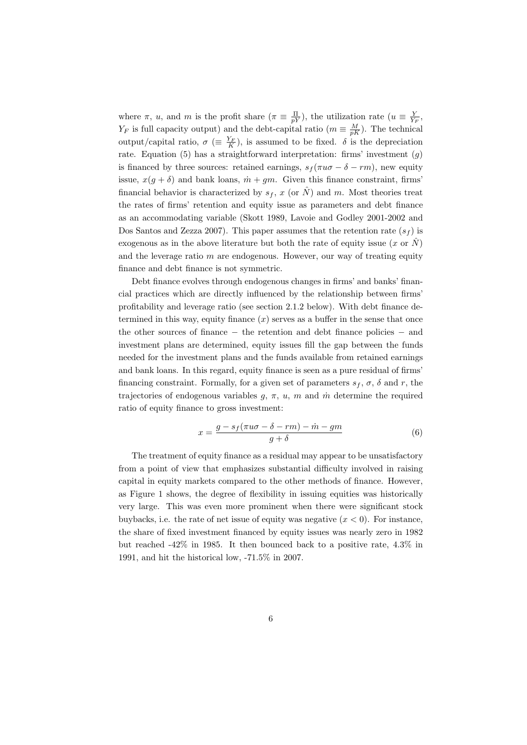where $\pi$, $u$, and $m$ is the profit share ($\pi \equiv \frac{\Pi}{pY}$), the utilization rate ($u \equiv \frac{Y}{Y_F}$, $Y_F$ is full capacity output) and the debt-capital ratio ($m \equiv \frac{M}{pK}$). The technical output/capital ratio, $\sigma$ ($\equiv \frac{Y_F}{K}$), is assumed to be fixed. $\delta$ is the depreciation rate. Equation (5) has a straightforward interpretation: firms' investment ($g$) is financed by three sources: retained earnings, $s_f(\pi u \sigma - \delta - rm)$, new equity issue, $x(g + \delta)$ and bank loans, $\dot{m} + gm$. Given this finance constraint, firms' financial behavior is characterized by $s_f$, $x$ (or $\hat{N}$) and $m$. Most theories treat the rates of firms' retention and equity issue as parameters and debt finance as an accommodating variable (Skott 1989, Lavoie and Godley 2001-2002 and Dos Santos and Zezza 2007). This paper assumes that the retention rate ($s_f$) is exogenous as in the above literature but both the rate of equity issue ($x$ or $\hat{N}$) and the leverage ratio $m$ are endogenous. However, our way of treating equity finance and debt finance is not symmetric.

Debt finance evolves through endogenous changes in firms' and banks' financial practices which are directly influenced by the relationship between firms' profitability and leverage ratio (see section 2.1.2 below). With debt finance determined in this way, equity finance ($x$) serves as a buffer in the sense that once the other sources of finance − the retention and debt finance policies − and investment plans are determined, equity issues fill the gap between the funds needed for the investment plans and the funds available from retained earnings and bank loans. In this regard, equity finance is seen as a pure residual of firms' financing constraint. Formally, for a given set of parameters $s_f$, $\sigma$, $\delta$ and $r$, the trajectories of endogenous variables $g$, $\pi$, $u$, $m$ and $\dot{m}$ determine the required ratio of equity finance to gross investment:

$$x = \frac{g - s_f(\pi u \sigma - \delta - rm) - \dot{m} - gm}{g + \delta} \tag{6}$$

The treatment of equity finance as a residual may appear to be unsatisfactory from a point of view that emphasizes substantial difficulty involved in raising capital in equity markets compared to the other methods of finance. However, as Figure 1 shows, the degree of flexibility in issuing equities was historically very large. This was even more prominent when there were significant stock buybacks, i.e. the rate of net issue of equity was negative ($x < 0$). For instance, the share of fixed investment financed by equity issues was nearly zero in 1982 but reached -42% in 1985. It then bounced back to a positive rate, 4.3% in 1991, and hit the historical low, -71.5% in 2007.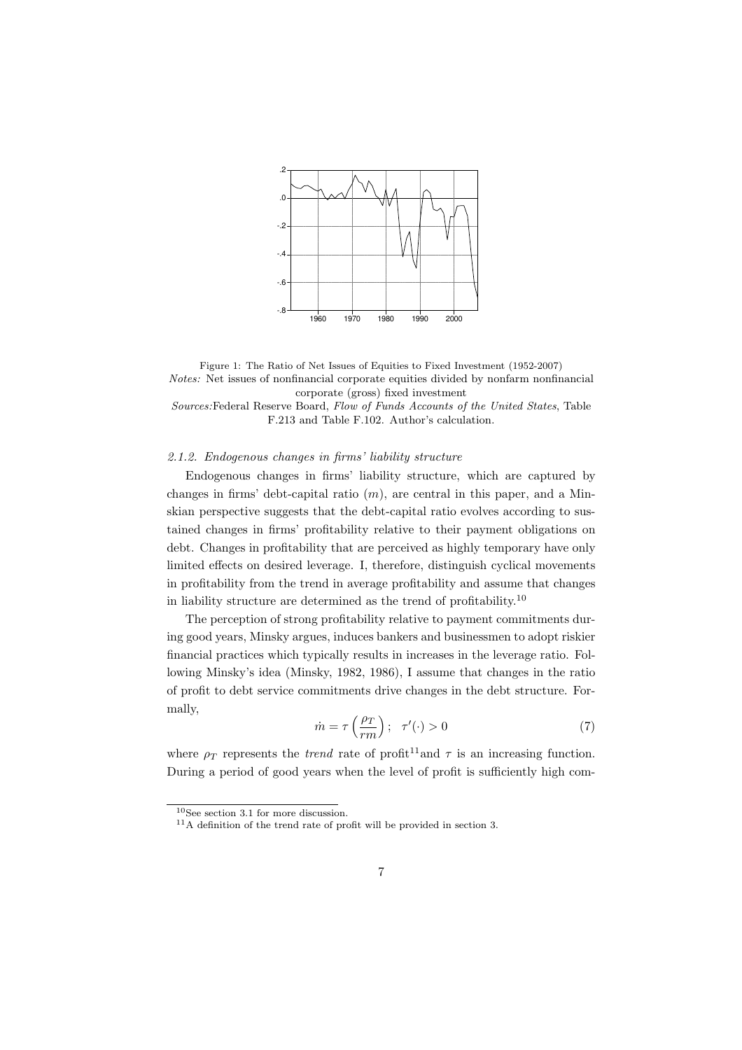Figure 1: The Ratio of Net Issues of Equities to Fixed Investment (1952-2007)
*Notes:* Net issues of nonfinancial corporate equities divided by nonfarm nonfinancial corporate (gross) fixed investment
*Sources:*Federal Reserve Board, *Flow of Funds Accounts of the United States*, Table F.213 and Table F.102. Author's calculation.

#### *2.1.2. Endogenous changes in firms' liability structure*

Endogenous changes in firms' liability structure, which are captured by changes in firms' debt-capital ratio ($m$), are central in this paper, and a Minskian perspective suggests that the debt-capital ratio evolves according to sustained changes in firms' profitability relative to their payment obligations on debt. Changes in profitability that are perceived as highly temporary have only limited effects on desired leverage. I, therefore, distinguish cyclical movements in profitability from the trend in average profitability and assume that changes in liability structure are determined as the trend of profitability.[10]

The perception of strong profitability relative to payment commitments during good years, Minsky argues, induces bankers and businessmen to adopt riskier financial practices which typically results in increases in the leverage ratio. Following Minsky's idea (Minsky, 1982, 1986), I assume that changes in the ratio of profit to debt service commitments drive changes in the debt structure. Formally,

$$\dot{m} = \tau\left(\frac{\rho_T}{rm}\right); \quad \tau'(\cdot) > 0 \tag{7}$$

where $\rho_T$ represents the *trend* rate of profit[11] and $\tau$ is an increasing function. During a period of good years when the level of profit is sufficiently high com-

[10] See section 3.1 for more discussion.

[11] A definition of the trend rate of profit will be provided in section 3.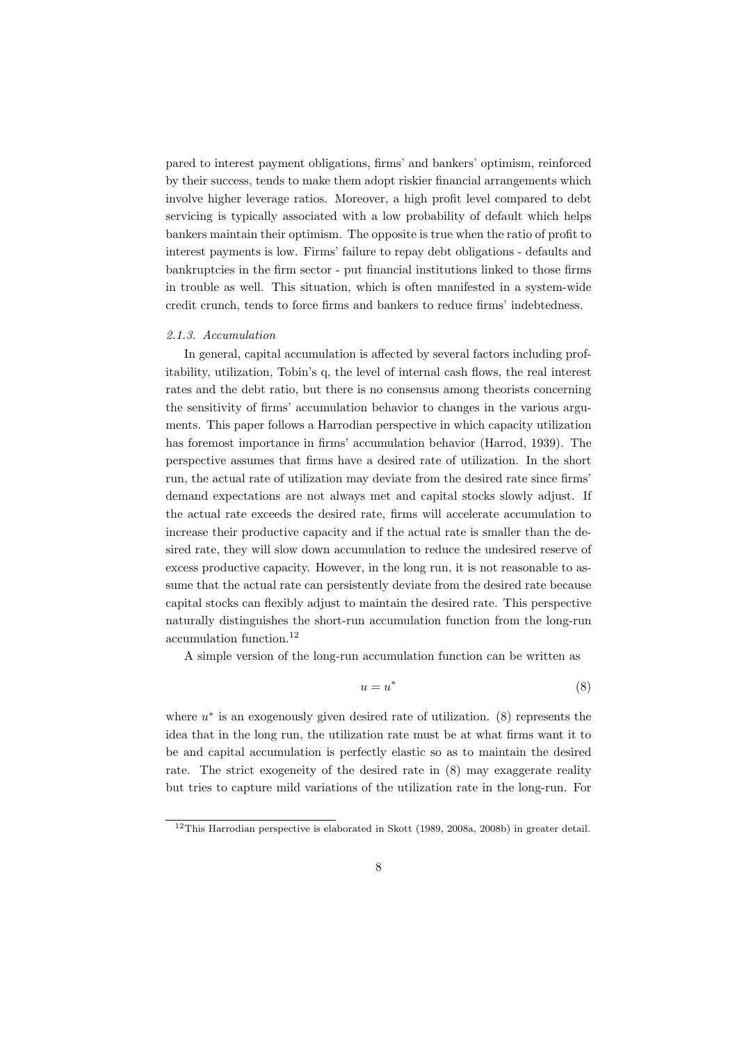pared to interest payment obligations, firms' and bankers' optimism, reinforced by their success, tends to make them adopt riskier financial arrangements which involve higher leverage ratios. Moreover, a high profit level compared to debt servicing is typically associated with a low probability of default which helps bankers maintain their optimism. The opposite is true when the ratio of profit to interest payments is low. Firms' failure to repay debt obligations - defaults and bankruptcies in the firm sector - put financial institutions linked to those firms in trouble as well. This situation, which is often manifested in a system-wide credit crunch, tends to force firms and bankers to reduce firms' indebtedness.

### *2.1.3. Accumulation*

In general, capital accumulation is affected by several factors including profitability, utilization, Tobin's q, the level of internal cash flows, the real interest rates and the debt ratio, but there is no consensus among theorists concerning the sensitivity of firms' accumulation behavior to changes in the various arguments. This paper follows a Harrodian perspective in which capacity utilization has foremost importance in firms' accumulation behavior (Harrod, 1939). The perspective assumes that firms have a desired rate of utilization. In the short run, the actual rate of utilization may deviate from the desired rate since firms' demand expectations are not always met and capital stocks slowly adjust. If the actual rate exceeds the desired rate, firms will accelerate accumulation to increase their productive capacity and if the actual rate is smaller than the desired rate, they will slow down accumulation to reduce the undesired reserve of excess productive capacity. However, in the long run, it is not reasonable to assume that the actual rate can persistently deviate from the desired rate because capital stocks can flexibly adjust to maintain the desired rate. This perspective naturally distinguishes the short-run accumulation function from the long-run accumulation function.[12]

A simple version of the long-run accumulation function can be written as

$$u = u^* \tag{8}$$

where $u^*$ is an exogenously given desired rate of utilization. (8) represents the idea that in the long run, the utilization rate must be at what firms want it to be and capital accumulation is perfectly elastic so as to maintain the desired rate. The strict exogeneity of the desired rate in (8) may exaggerate reality but tries to capture mild variations of the utilization rate in the long-run. For

[12] This Harrodian perspective is elaborated in Skott (1989, 2008a, 2008b) in greater detail.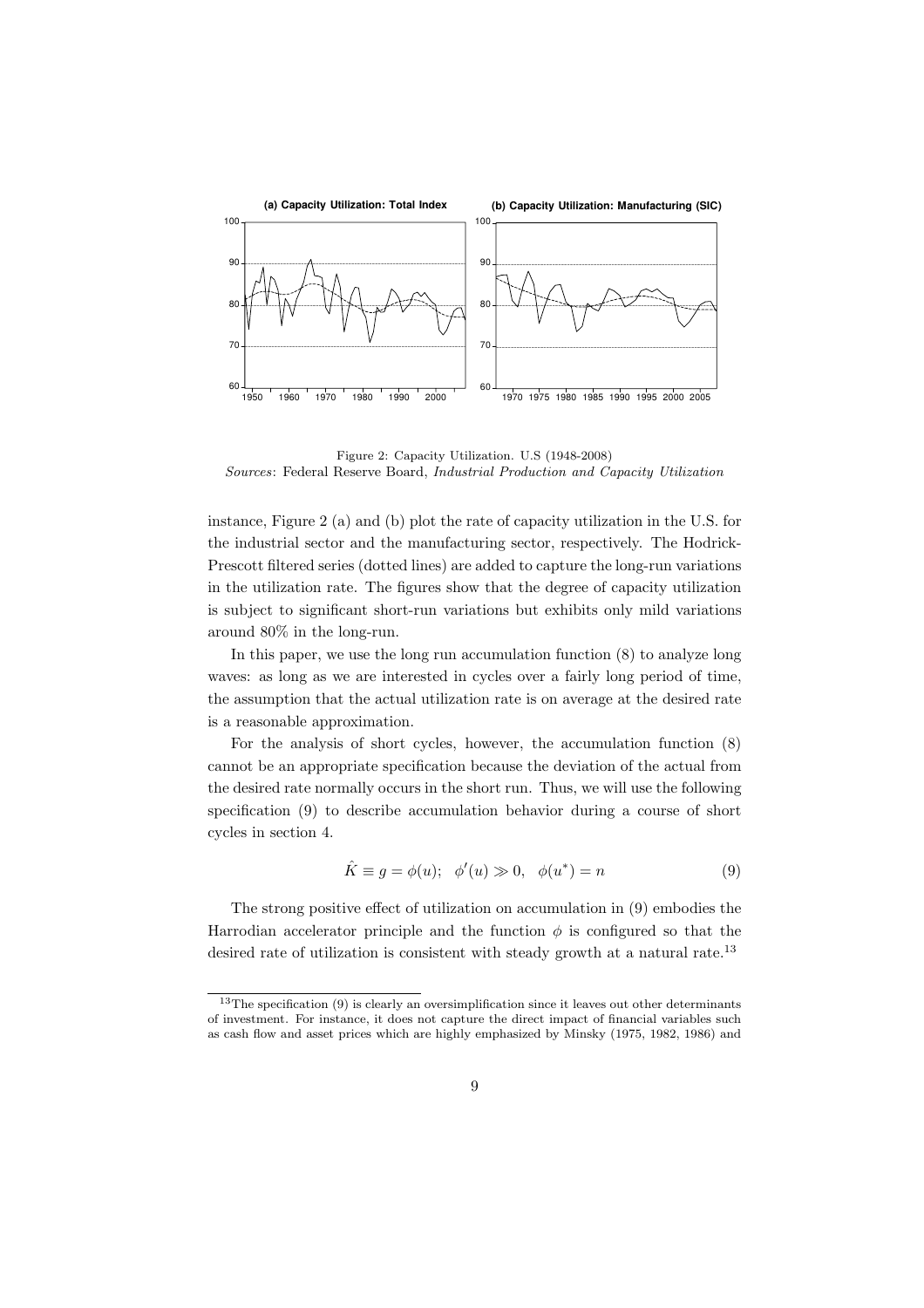Figure 2: Capacity Utilization. U.S (1948-2008)
*Sources*: Federal Reserve Board, *Industrial Production and Capacity Utilization*

instance, Figure 2 (a) and (b) plot the rate of capacity utilization in the U.S. for the industrial sector and the manufacturing sector, respectively. The Hodrick-Prescott filtered series (dotted lines) are added to capture the long-run variations in the utilization rate. The figures show that the degree of capacity utilization is subject to significant short-run variations but exhibits only mild variations around 80% in the long-run.

In this paper, we use the long run accumulation function (8) to analyze long waves: as long as we are interested in cycles over a fairly long period of time, the assumption that the actual utilization rate is on average at the desired rate is a reasonable approximation.

For the analysis of short cycles, however, the accumulation function (8) cannot be an appropriate specification because the deviation of the actual from the desired rate normally occurs in the short run. Thus, we will use the following specification (9) to describe accumulation behavior during a course of short cycles in section 4.

$$\hat{K} \equiv g = \phi(u); \quad \phi'(u) \gg 0, \quad \phi(u^*) = n \tag{9}$$

The strong positive effect of utilization on accumulation in (9) embodies the Harrodian accelerator principle and the function $\phi$ is configured so that the desired rate of utilization is consistent with steady growth at a natural rate.[13]

[13]The specification (9) is clearly an oversimplification since it leaves out other determinants of investment. For instance, it does not capture the direct impact of financial variables such as cash flow and asset prices which are highly emphasized by Minsky (1975, 1982, 1986) and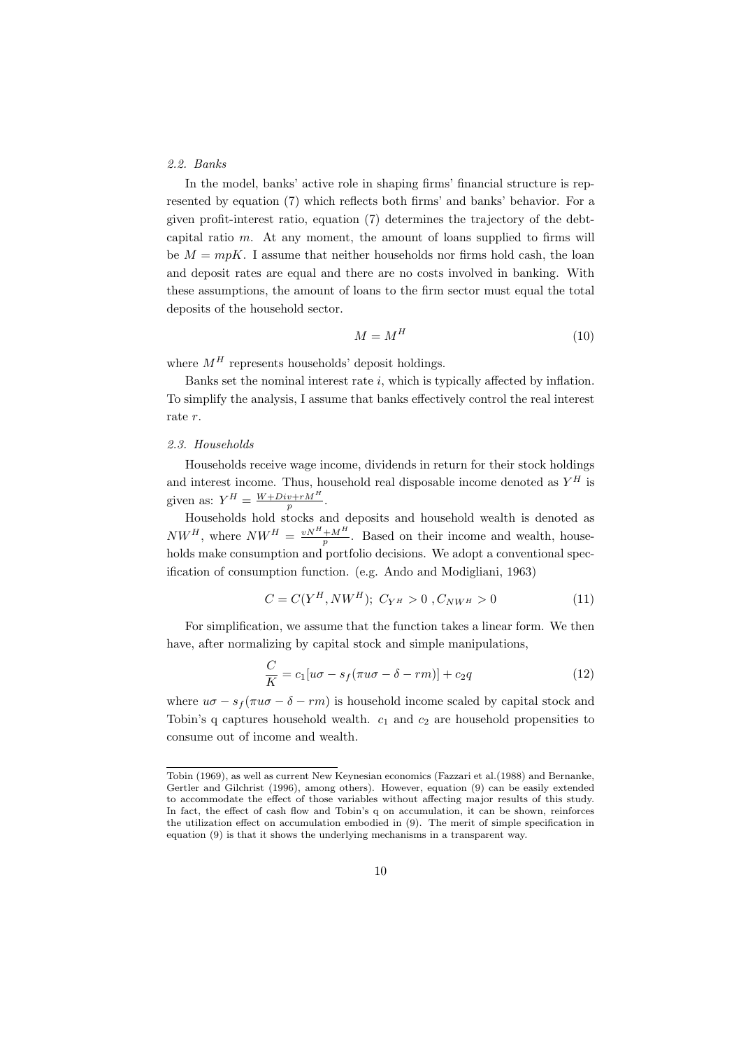### 2.2. Banks

In the model, banks' active role in shaping firms' financial structure is represented by equation (7) which reflects both firms' and banks' behavior. For a given profit-interest ratio, equation (7) determines the trajectory of the debt-capital ratio $m$. At any moment, the amount of loans supplied to firms will be $M = mpK$. I assume that neither households nor firms hold cash, the loan and deposit rates are equal and there are no costs involved in banking. With these assumptions, the amount of loans to the firm sector must equal the total deposits of the household sector.

$$M = M^H \tag{10}$$

where $M^H$ represents households' deposit holdings.

Banks set the nominal interest rate $i$, which is typically affected by inflation. To simplify the analysis, I assume that banks effectively control the real interest rate $r$.

### 2.3. Households

Households receive wage income, dividends in return for their stock holdings and interest income. Thus, household real disposable income denoted as $Y^H$ is given as: $Y^H = \frac{W+Div+rM^H}{p}$.

Households hold stocks and deposits and household wealth is denoted as $NW^H$, where $NW^H = \frac{vN^H+M^H}{p}$. Based on their income and wealth, households make consumption and portfolio decisions. We adopt a conventional specification of consumption function. (e.g. Ando and Modigliani, 1963)

$$C = C(Y^H, NW^H);\ C_{Y^H} > 0\ , C_{NW^H} > 0 \tag{11}$$

For simplification, we assume that the function takes a linear form. We then have, after normalizing by capital stock and simple manipulations,

$$\frac{C}{K} = c_1[u\sigma - s_f(\pi u\sigma - \delta - rm)] + c_2 q \tag{12}$$

where $u\sigma - s_f(\pi u\sigma - \delta - rm)$ is household income scaled by capital stock and Tobin's q captures household wealth. $c_1$ and $c_2$ are household propensities to consume out of income and wealth.

---

Tobin (1969), as well as current New Keynesian economics (Fazzari et al.(1988) and Bernanke, Gertler and Gilchrist (1996), among others). However, equation (9) can be easily extended to accommodate the effect of those variables without affecting major results of this study. In fact, the effect of cash flow and Tobin's q on accumulation, it can be shown, reinforces the utilization effect on accumulation embodied in (9). The merit of simple specification in equation (9) is that it shows the underlying mechanisms in a transparent way.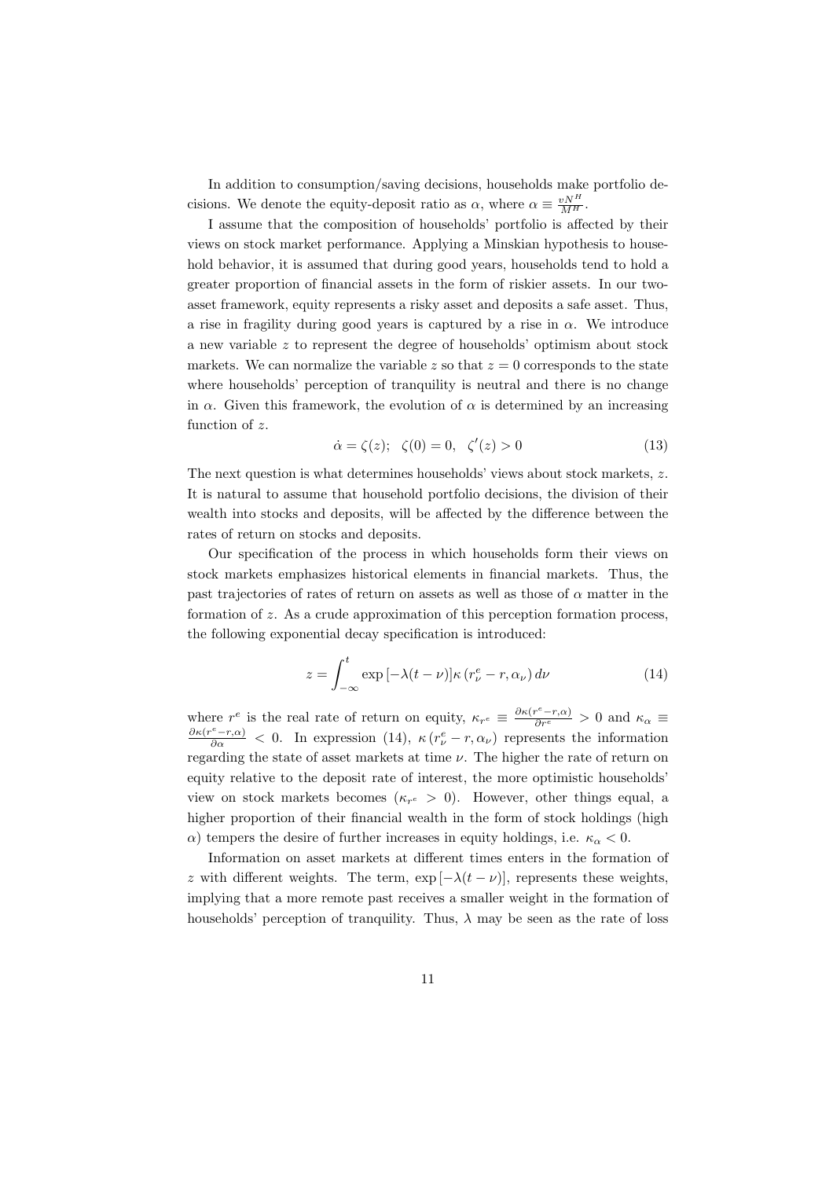In addition to consumption/saving decisions, households make portfolio decisions. We denote the equity-deposit ratio as $\alpha$, where $\alpha \equiv \frac{vN^H}{M^H}$.

I assume that the composition of households' portfolio is affected by their views on stock market performance. Applying a Minskian hypothesis to household behavior, it is assumed that during good years, households tend to hold a greater proportion of financial assets in the form of riskier assets. In our two-asset framework, equity represents a risky asset and deposits a safe asset. Thus, a rise in fragility during good years is captured by a rise in $\alpha$. We introduce a new variable $z$ to represent the degree of households' optimism about stock markets. We can normalize the variable $z$ so that $z = 0$ corresponds to the state where households' perception of tranquility is neutral and there is no change in $\alpha$. Given this framework, the evolution of $\alpha$ is determined by an increasing function of $z$.

$$\dot{\alpha} = \zeta(z); \quad \zeta(0) = 0, \quad \zeta'(z) > 0 \tag{13}$$

The next question is what determines households' views about stock markets, $z$. It is natural to assume that household portfolio decisions, the division of their wealth into stocks and deposits, will be affected by the difference between the rates of return on stocks and deposits.

Our specification of the process in which households form their views on stock markets emphasizes historical elements in financial markets. Thus, the past trajectories of rates of return on assets as well as those of $\alpha$ matter in the formation of $z$. As a crude approximation of this perception formation process, the following exponential decay specification is introduced:

$$z = \int_{-\infty}^{t} \exp\left[-\lambda(t-\nu)\right] \kappa\left(r^e_\nu - r, \alpha_\nu\right) d\nu \tag{14}$$

where $r^e$ is the real rate of return on equity, $\kappa_{r^e} \equiv \frac{\partial \kappa(r^e - r, \alpha)}{\partial r^e} > 0$ and $\kappa_\alpha \equiv \frac{\partial \kappa(r^e - r, \alpha)}{\partial \alpha} < 0$. In expression (14), $\kappa\left(r^e_\nu - r, \alpha_\nu\right)$ represents the information regarding the state of asset markets at time $\nu$. The higher the rate of return on equity relative to the deposit rate of interest, the more optimistic households' view on stock markets becomes ($\kappa_{r^e} > 0$). However, other things equal, a higher proportion of their financial wealth in the form of stock holdings (high $\alpha$) tempers the desire of further increases in equity holdings, i.e. $\kappa_\alpha < 0$.

Information on asset markets at different times enters in the formation of $z$ with different weights. The term, $\exp\left[-\lambda(t-\nu)\right]$, represents these weights, implying that a more remote past receives a smaller weight in the formation of households' perception of tranquility. Thus, $\lambda$ may be seen as the rate of loss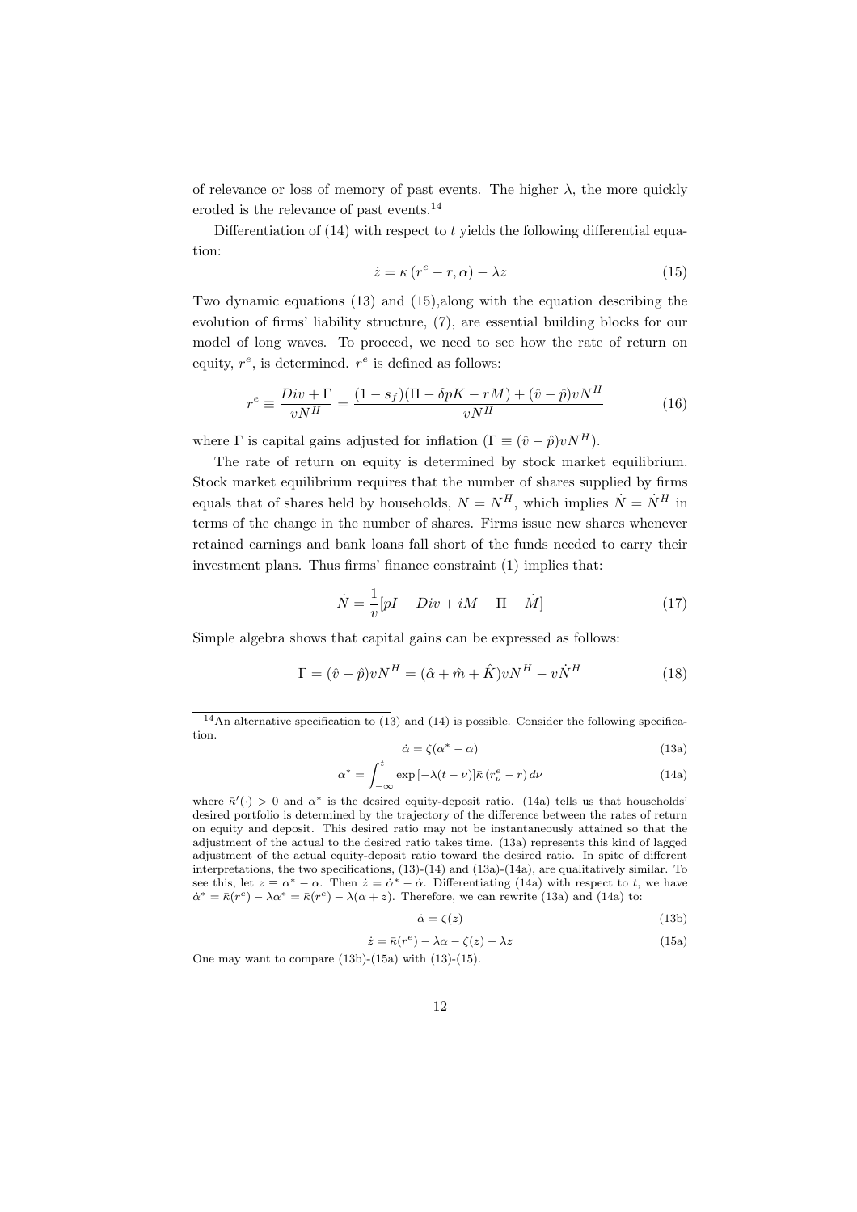of relevance or loss of memory of past events. The higher $\lambda$, the more quickly eroded is the relevance of past events.[14]

Differentiation of (14) with respect to $t$ yields the following differential equation:

$$\dot{z} = \kappa\left(r^e - r, \alpha\right) - \lambda z \tag{15}$$

Two dynamic equations (13) and (15),along with the equation describing the evolution of firms' liability structure, (7), are essential building blocks for our model of long waves. To proceed, we need to see how the rate of return on equity, $r^e$, is determined. $r^e$ is defined as follows:

$$r^e \equiv \frac{Div + \Gamma}{vN^H} = \frac{(1 - s_f)(\Pi - \delta pK - rM) + (\hat{v} - \hat{p})vN^H}{vN^H} \tag{16}$$

where $\Gamma$ is capital gains adjusted for inflation ($\Gamma \equiv (\hat{v} - \hat{p})vN^H$).

The rate of return on equity is determined by stock market equilibrium. Stock market equilibrium requires that the number of shares supplied by firms equals that of shares held by households, $N = N^H$, which implies $\dot{N} = \dot{N}^H$ in terms of the change in the number of shares. Firms issue new shares whenever retained earnings and bank loans fall short of the funds needed to carry their investment plans. Thus firms' finance constraint (1) implies that:

$$\dot{N} = \frac{1}{v}[pI + Div + iM - \Pi - \dot{M}] \tag{17}$$

Simple algebra shows that capital gains can be expressed as follows:

$$\Gamma = (\hat{v} - \hat{p})vN^H = (\hat{\alpha} + \hat{m} + \hat{K})vN^H - v\dot{N}^H \tag{18}$$

---

[14] An alternative specification to (13) and (14) is possible. Consider the following specification.

$$\dot{\alpha} = \zeta(\alpha^* - \alpha) \tag{13a}$$

$$\alpha^* = \int_{-\infty}^{t} \exp\left[-\lambda(t - \nu)\right]\bar{\kappa}\left(r^e_\nu - r\right)d\nu \tag{14a}$$

where $\bar{\kappa}'(\cdot) > 0$ and $\alpha^*$ is the desired equity-deposit ratio. (14a) tells us that households' desired portfolio is determined by the trajectory of the difference between the rates of return on equity and deposit. This desired ratio may not be instantaneously attained so that the adjustment of the actual to the desired ratio takes time. (13a) represents this kind of lagged adjustment of the actual equity-deposit ratio toward the desired ratio. In spite of different interpretations, the two specifications, (13)-(14) and (13a)-(14a), are qualitatively similar. To see this, let $z \equiv \alpha^* - \alpha$. Then $\dot{z} = \dot{\alpha}^* - \dot{\alpha}$. Differentiating (14a) with respect to $t$, we have $\dot{\alpha}^* = \bar{\kappa}(r^e) - \lambda\alpha^* = \bar{\kappa}(r^e) - \lambda(\alpha + z)$. Therefore, we can rewrite (13a) and (14a) to:

$$\dot{\alpha} = \zeta(z) \tag{13b}$$

$$\dot{z} = \bar{\kappa}(r^e) - \lambda\alpha - \zeta(z) - \lambda z \tag{15a}$$

One may want to compare (13b)-(15a) with (13)-(15).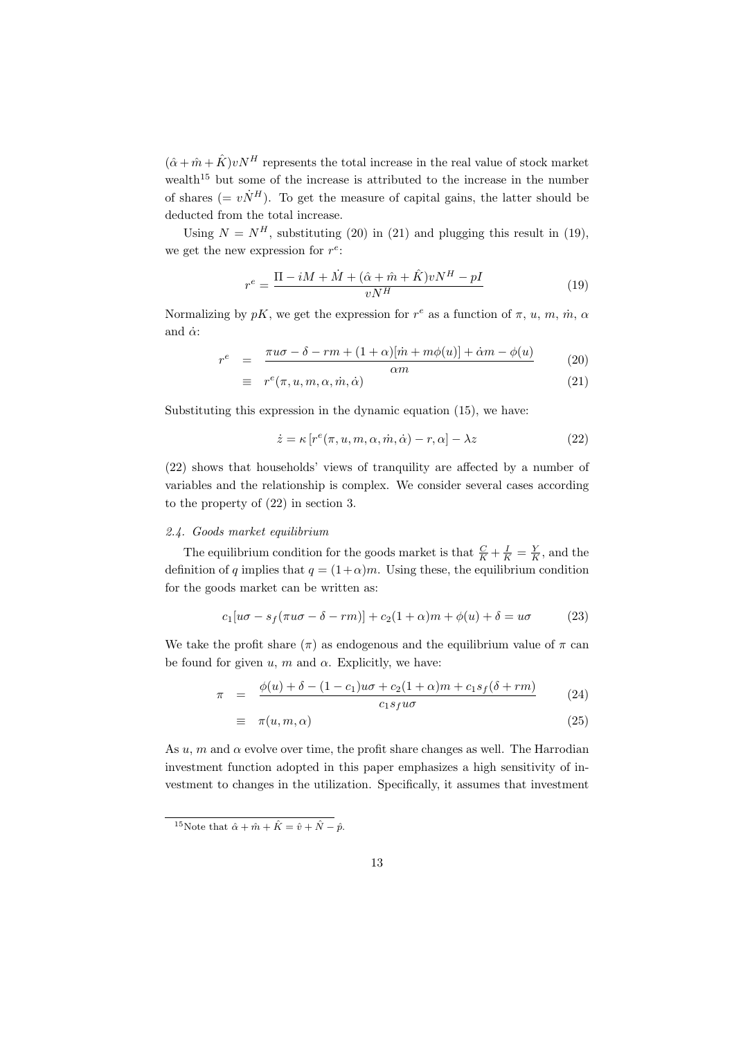$(\hat{\alpha} + \hat{m} + \hat{K})vN^H$ represents the total increase in the real value of stock market wealth[15] but some of the increase is attributed to the increase in the number of shares ($= v\dot{N}^H$). To get the measure of capital gains, the latter should be deducted from the total increase.

Using $N = N^H$, substituting (20) in (21) and plugging this result in (19), we get the new expression for $r^e$:

$$r^e = \frac{\Pi - iM + \dot{M} + (\hat{\alpha} + \hat{m} + \hat{K})vN^H - pI}{vN^H} \tag{19}$$

Normalizing by $pK$, we get the expression for $r^e$ as a function of $\pi$, $u$, $m$, $\dot{m}$, $\alpha$ and $\dot{\alpha}$:

$$\begin{aligned} r^e &= \frac{\pi u\sigma - \delta - rm + (1+\alpha)[\dot{m} + m\phi(u)] + \dot{\alpha}m - \phi(u)}{\alpha m} \qquad (20) \\ &\equiv r^e(\pi, u, m, \alpha, \dot{m}, \dot{\alpha}) \qquad (21) \end{aligned}$$

Substituting this expression in the dynamic equation (15), we have:

$$\dot{z} = \kappa\left[r^e(\pi, u, m, \alpha, \dot{m}, \dot{\alpha}) - r, \alpha\right] - \lambda z \tag{22}$$

(22) shows that households' views of tranquility are affected by a number of variables and the relationship is complex. We consider several cases according to the property of (22) in section 3.

### *2.4. Goods market equilibrium*

The equilibrium condition for the goods market is that $\frac{C}{K} + \frac{I}{K} = \frac{Y}{K}$, and the definition of $q$ implies that $q = (1+\alpha)m$. Using these, the equilibrium condition for the goods market can be written as:

$$c_1[u\sigma - s_f(\pi u\sigma - \delta - rm)] + c_2(1+\alpha)m + \phi(u) + \delta = u\sigma \tag{23}$$

We take the profit share ($\pi$) as endogenous and the equilibrium value of $\pi$ can be found for given $u$, $m$ and $\alpha$. Explicitly, we have:

$$\begin{aligned} \pi &= \frac{\phi(u) + \delta - (1-c_1)u\sigma + c_2(1+\alpha)m + c_1 s_f(\delta + rm)}{c_1 s_f u\sigma} \qquad (24) \\ &\equiv \pi(u, m, \alpha) \qquad (25) \end{aligned}$$

As $u$, $m$ and $\alpha$ evolve over time, the profit share changes as well. The Harrodian investment function adopted in this paper emphasizes a high sensitivity of investment to changes in the utilization. Specifically, it assumes that investment

[15] Note that $\hat{\alpha} + \hat{m} + \hat{K} = \hat{v} + \hat{N} - \hat{p}$.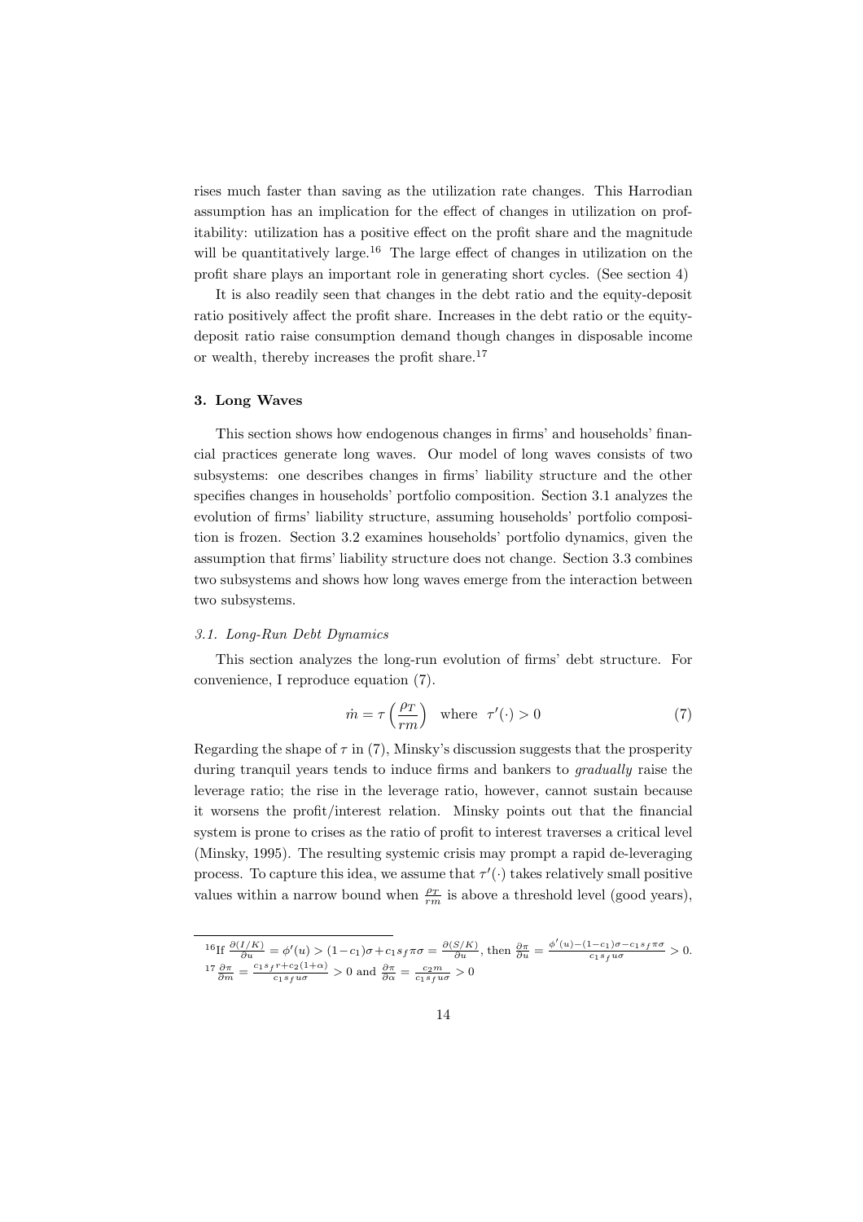rises much faster than saving as the utilization rate changes. This Harrodian assumption has an implication for the effect of changes in utilization on profitability: utilization has a positive effect on the profit share and the magnitude will be quantitatively large.[16] The large effect of changes in utilization on the profit share plays an important role in generating short cycles. (See section 4)

It is also readily seen that changes in the debt ratio and the equity-deposit ratio positively affect the profit share. Increases in the debt ratio or the equity-deposit ratio raise consumption demand though changes in disposable income or wealth, thereby increases the profit share.[17]

### 3. Long Waves

This section shows how endogenous changes in firms' and households' financial practices generate long waves. Our model of long waves consists of two subsystems: one describes changes in firms' liability structure and the other specifies changes in households' portfolio composition. Section 3.1 analyzes the evolution of firms' liability structure, assuming households' portfolio composition is frozen. Section 3.2 examines households' portfolio dynamics, given the assumption that firms' liability structure does not change. Section 3.3 combines two subsystems and shows how long waves emerge from the interaction between two subsystems.

#### *3.1. Long-Run Debt Dynamics*

This section analyzes the long-run evolution of firms' debt structure. For convenience, I reproduce equation (7).

$$\dot{m} = \tau\left(\frac{\rho_T}{rm}\right) \quad \text{where} \quad \tau'(\cdot) > 0 \tag{7}$$

Regarding the shape of $\tau$ in (7), Minsky's discussion suggests that the prosperity during tranquil years tends to induce firms and bankers to *gradually* raise the leverage ratio; the rise in the leverage ratio, however, cannot sustain because it worsens the profit/interest relation. Minsky points out that the financial system is prone to crises as the ratio of profit to interest traverses a critical level (Minsky, 1995). The resulting systemic crisis may prompt a rapid de-leveraging process. To capture this idea, we assume that $\tau'(\cdot)$ takes relatively small positive values within a narrow bound when $\frac{\rho_T}{rm}$ is above a threshold level (good years),

---

[16] If $\frac{\partial (I/K)}{\partial u} = \phi'(u) > (1-c_1)\sigma + c_1 s_f \pi\sigma = \frac{\partial (S/K)}{\partial u}$, then $\frac{\partial \pi}{\partial u} = \frac{\phi'(u)-(1-c_1)\sigma - c_1 s_f \pi\sigma}{c_1 s_f u\sigma} > 0$.

[17] $\frac{\partial \pi}{\partial m} = \frac{c_1 s_f r + c_2(1+\alpha)}{c_1 s_f u\sigma} > 0$ and $\frac{\partial \pi}{\partial \alpha} = \frac{c_2 m}{c_1 s_f u\sigma} > 0$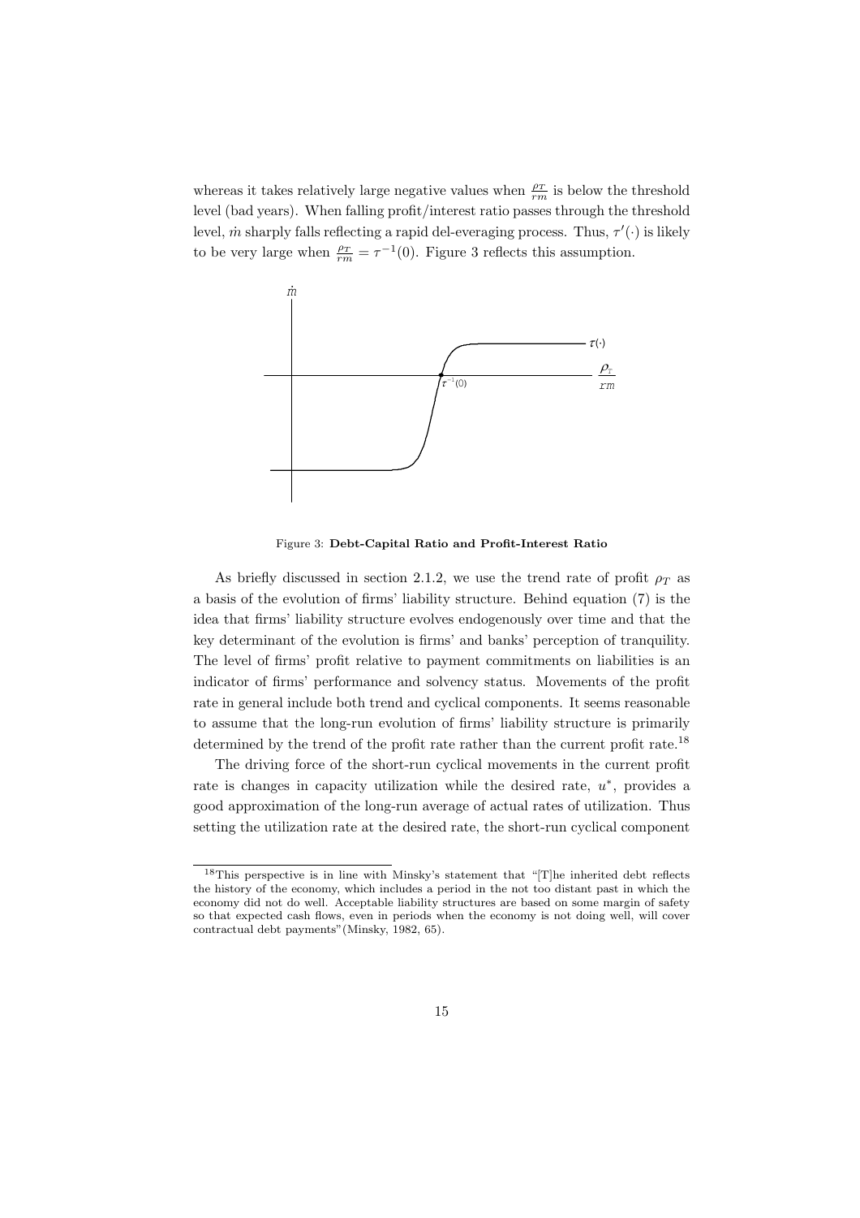whereas it takes relatively large negative values when $\frac{\rho_T}{rm}$ is below the threshold level (bad years). When falling profit/interest ratio passes through the threshold level, $\dot{m}$ sharply falls reflecting a rapid del-everaging process. Thus, $\tau'(\cdot)$ is likely to be very large when $\frac{\rho_T}{rm} = \tau^{-1}(0)$. Figure 3 reflects this assumption.

Figure 3: **Debt-Capital Ratio and Profit-Interest Ratio**

As briefly discussed in section 2.1.2, we use the trend rate of profit $\rho_T$ as a basis of the evolution of firms' liability structure. Behind equation (7) is the idea that firms' liability structure evolves endogenously over time and that the key determinant of the evolution is firms' and banks' perception of tranquility. The level of firms' profit relative to payment commitments on liabilities is an indicator of firms' performance and solvency status. Movements of the profit rate in general include both trend and cyclical components. It seems reasonable to assume that the long-run evolution of firms' liability structure is primarily determined by the trend of the profit rate rather than the current profit rate.[18]

The driving force of the short-run cyclical movements in the current profit rate is changes in capacity utilization while the desired rate, $u^*$, provides a good approximation of the long-run average of actual rates of utilization. Thus setting the utilization rate at the desired rate, the short-run cyclical component

[18] This perspective is in line with Minsky's statement that "[T]he inherited debt reflects the history of the economy, which includes a period in the not too distant past in which the economy did not do well. Acceptable liability structures are based on some margin of safety so that expected cash flows, even in periods when the economy is not doing well, will cover contractual debt payments"(Minsky, 1982, 65).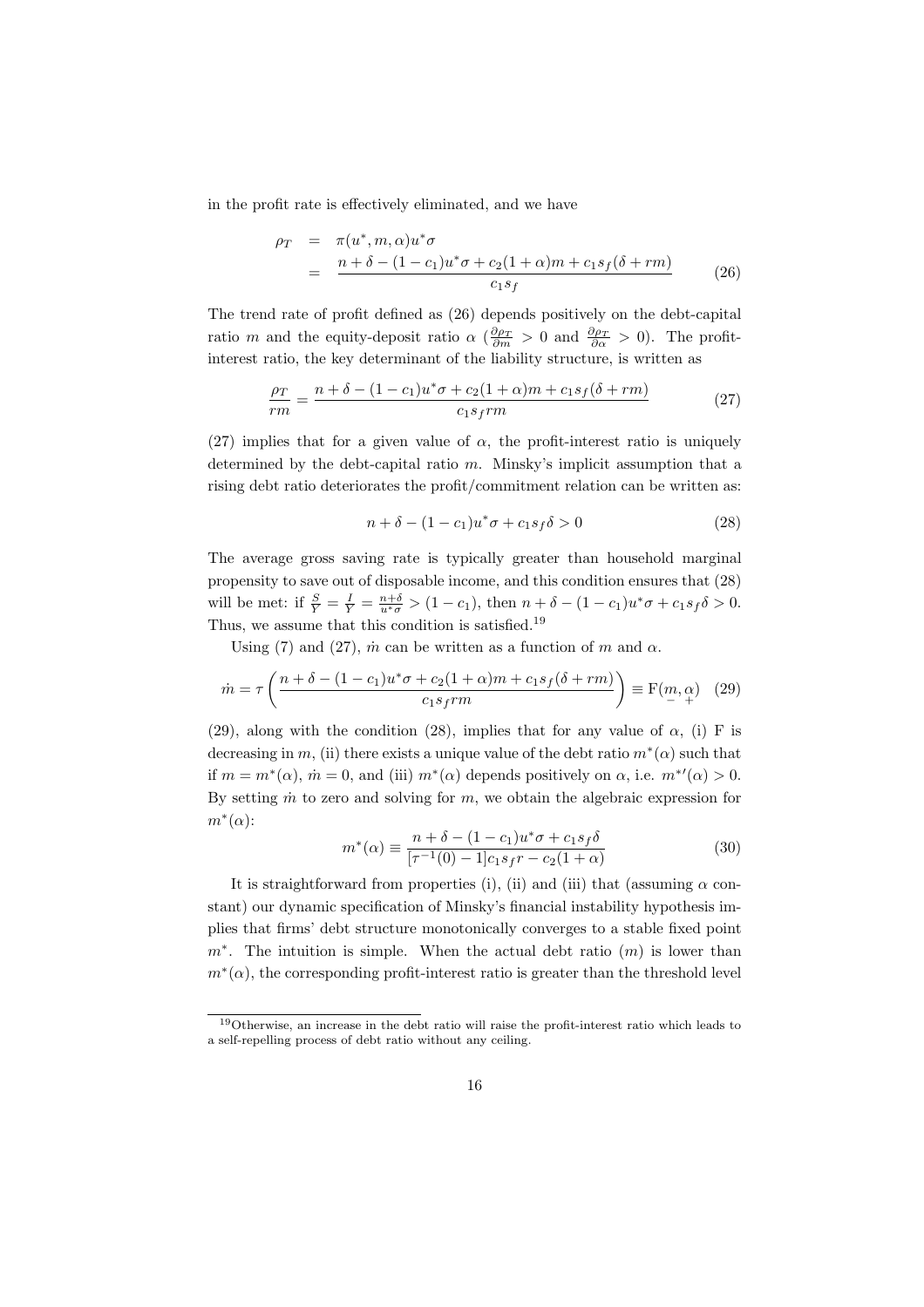in the profit rate is effectively eliminated, and we have

$$\begin{aligned}
\rho_T &= \pi(u^*, m, \alpha)u^*\sigma \\
&= \frac{n + \delta - (1 - c_1)u^*\sigma + c_2(1 + \alpha)m + c_1 s_f(\delta + rm)}{c_1 s_f}
\end{aligned} \tag{26}$$

The trend rate of profit defined as (26) depends positively on the debt-capital ratio $m$ and the equity-deposit ratio $\alpha$ ($\frac{\partial \rho_T}{\partial m} > 0$ and $\frac{\partial \rho_T}{\partial \alpha} > 0$). The profit-interest ratio, the key determinant of the liability structure, is written as

$$\frac{\rho_T}{rm} = \frac{n + \delta - (1 - c_1)u^*\sigma + c_2(1 + \alpha)m + c_1 s_f(\delta + rm)}{c_1 s_f rm} \tag{27}$$

(27) implies that for a given value of $\alpha$, the profit-interest ratio is uniquely determined by the debt-capital ratio $m$. Minsky's implicit assumption that a rising debt ratio deteriorates the profit/commitment relation can be written as:

$$n + \delta - (1 - c_1)u^*\sigma + c_1 s_f \delta > 0 \tag{28}$$

The average gross saving rate is typically greater than household marginal propensity to save out of disposable income, and this condition ensures that (28) will be met: if $\frac{S}{Y} = \frac{I}{Y} = \frac{n+\delta}{u^*\sigma} > (1 - c_1)$, then $n + \delta - (1 - c_1)u^*\sigma + c_1 s_f \delta > 0$. Thus, we assume that this condition is satisfied.[19]

Using (7) and (27), $\dot{m}$ can be written as a function of $m$ and $\alpha$.

$$\dot{m} = \tau\left(\frac{n + \delta - (1 - c_1)u^*\sigma + c_2(1 + \alpha)m + c_1 s_f(\delta + rm)}{c_1 s_f rm}\right) \equiv \mathrm{F}(\underset{-}{m}, \underset{+}{\alpha}) \tag{29}$$

(29), along with the condition (28), implies that for any value of $\alpha$, (i) F is decreasing in $m$, (ii) there exists a unique value of the debt ratio $m^*(\alpha)$ such that if $m = m^*(\alpha)$, $\dot{m} = 0$, and (iii) $m^*(\alpha)$ depends positively on $\alpha$, i.e. $m^{*\prime}(\alpha) > 0$. By setting $\dot{m}$ to zero and solving for $m$, we obtain the algebraic expression for $m^*(\alpha)$:

$$m^*(\alpha) \equiv \frac{n + \delta - (1 - c_1)u^*\sigma + c_1 s_f \delta}{[\tau^{-1}(0) - 1]c_1 s_f r - c_2(1 + \alpha)} \tag{30}$$

It is straightforward from properties (i), (ii) and (iii) that (assuming $\alpha$ constant) our dynamic specification of Minsky's financial instability hypothesis implies that firms' debt structure monotonically converges to a stable fixed point $m^*$. The intuition is simple. When the actual debt ratio ($m$) is lower than $m^*(\alpha)$, the corresponding profit-interest ratio is greater than the threshold level

[19] Otherwise, an increase in the debt ratio will raise the profit-interest ratio which leads to a self-repelling process of debt ratio without any ceiling.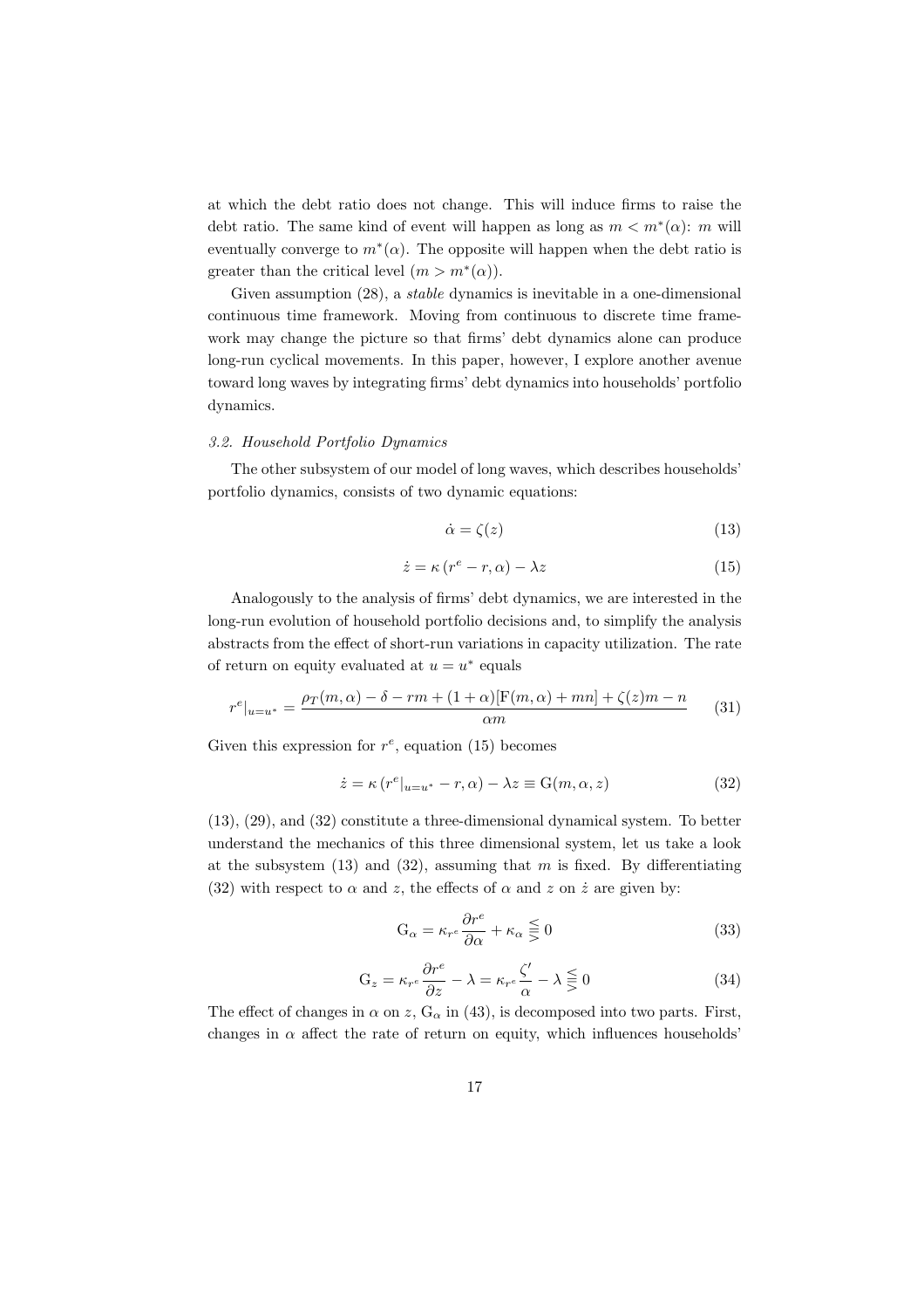at which the debt ratio does not change. This will induce firms to raise the debt ratio. The same kind of event will happen as long as $m < m^*(\alpha)$: $m$ will eventually converge to $m^*(\alpha)$. The opposite will happen when the debt ratio is greater than the critical level ($m > m^*(\alpha)$).

Given assumption (28), a *stable* dynamics is inevitable in a one-dimensional continuous time framework. Moving from continuous to discrete time framework may change the picture so that firms' debt dynamics alone can produce long-run cyclical movements. In this paper, however, I explore another avenue toward long waves by integrating firms' debt dynamics into households' portfolio dynamics.

### *3.2. Household Portfolio Dynamics*

The other subsystem of our model of long waves, which describes households' portfolio dynamics, consists of two dynamic equations:

$$\dot{\alpha} = \zeta(z) \tag{13}$$

$$\dot{z} = \kappa\left(r^e - r, \alpha\right) - \lambda z \tag{15}$$

Analogously to the analysis of firms' debt dynamics, we are interested in the long-run evolution of household portfolio decisions and, to simplify the analysis abstracts from the effect of short-run variations in capacity utilization. The rate of return on equity evaluated at $u = u^*$ equals

$$r^e|_{u=u^*} = \frac{\rho_T(m, \alpha) - \delta - rm + (1+\alpha)[\mathrm{F}(m, \alpha) + mn] + \zeta(z)m - n}{\alpha m} \tag{31}$$

Given this expression for $r^e$, equation (15) becomes

$$\dot{z} = \kappa\left(r^e|_{u=u^*} - r, \alpha\right) - \lambda z \equiv \mathrm{G}(m, \alpha, z) \tag{32}$$

(13), (29), and (32) constitute a three-dimensional dynamical system. To better understand the mechanics of this three dimensional system, let us take a look at the subsystem (13) and (32), assuming that $m$ is fixed. By differentiating (32) with respect to $\alpha$ and $z$, the effects of $\alpha$ and $z$ on $\dot{z}$ are given by:

$$\mathrm{G}_\alpha = \kappa_{r^e}\frac{\partial r^e}{\partial \alpha} + \kappa_\alpha \lesseqgtr 0 \tag{33}$$

$$\mathrm{G}_z = \kappa_{r^e}\frac{\partial r^e}{\partial z} - \lambda = \kappa_{r^e}\frac{\zeta'}{\alpha} - \lambda \lesseqgtr 0 \tag{34}$$

The effect of changes in $\alpha$ on $z$, $\mathrm{G}_\alpha$ in (43), is decomposed into two parts. First, changes in $\alpha$ affect the rate of return on equity, which influences households'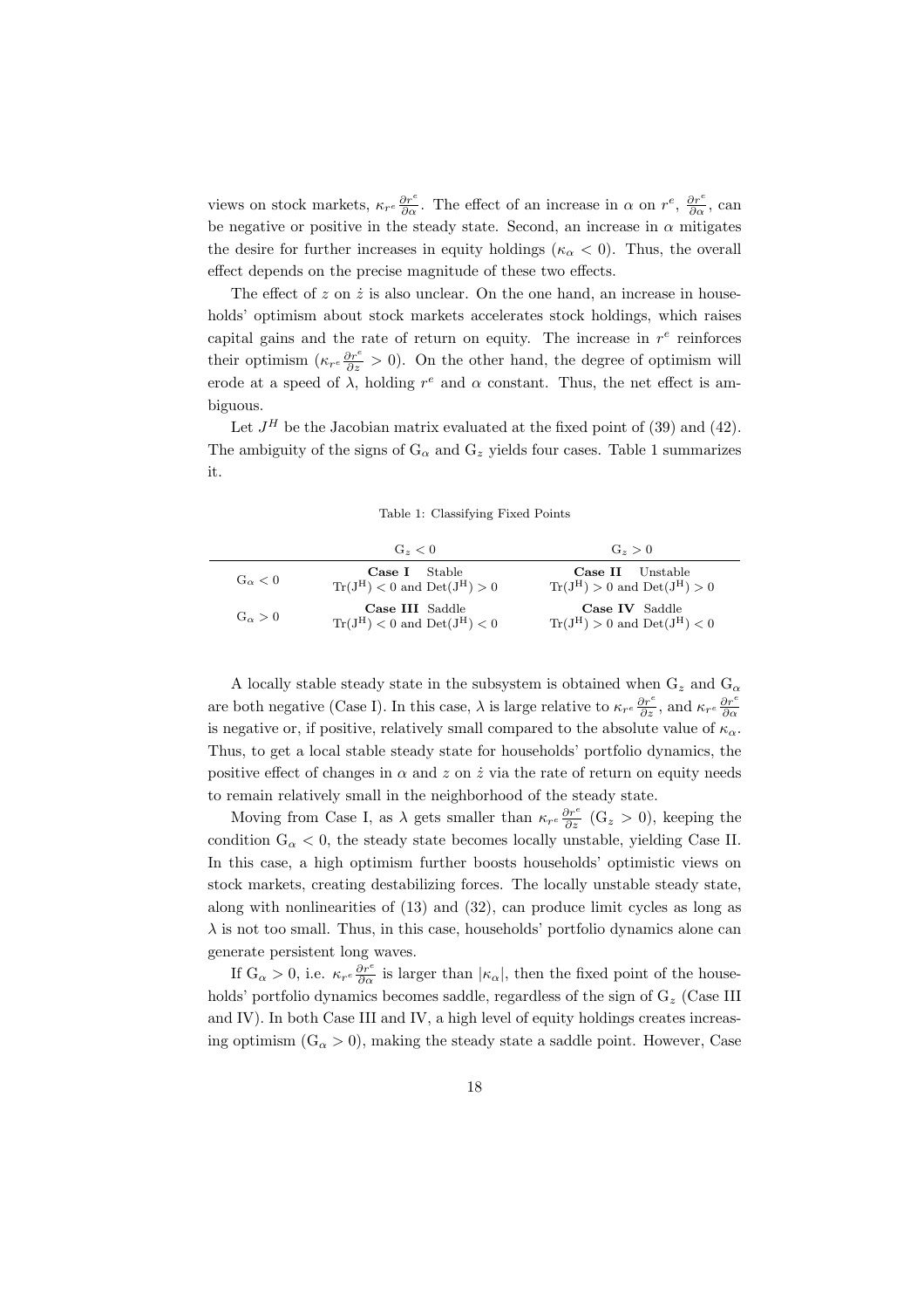views on stock markets, $\kappa_{r^e}\frac{\partial r^e}{\partial \alpha}$. The effect of an increase in $\alpha$ on $r^e$, $\frac{\partial r^e}{\partial \alpha}$, can be negative or positive in the steady state. Second, an increase in $\alpha$ mitigates the desire for further increases in equity holdings ($\kappa_\alpha < 0$). Thus, the overall effect depends on the precise magnitude of these two effects.

The effect of $z$ on $\dot{z}$ is also unclear. On the one hand, an increase in households' optimism about stock markets accelerates stock holdings, which raises capital gains and the rate of return on equity. The increase in $r^e$ reinforces their optimism ($\kappa_{r^e}\frac{\partial r^e}{\partial z} > 0$). On the other hand, the degree of optimism will erode at a speed of $\lambda$, holding $r^e$ and $\alpha$ constant. Thus, the net effect is ambiguous.

Let $J^H$ be the Jacobian matrix evaluated at the fixed point of (39) and (42). The ambiguity of the signs of $\mathrm{G}_\alpha$ and $\mathrm{G}_z$ yields four cases. Table 1 summarizes it.

Table 1: Classifying Fixed Points

| | $\mathrm{G}_z < 0$ | $\mathrm{G}_z > 0$ |
|---|---|---|
| $\mathrm{G}_\alpha < 0$ | **Case I** Stable<br>$\mathrm{Tr}(\mathrm{J^H}) < 0$ and $\mathrm{Det}(\mathrm{J^H}) > 0$ | **Case II** Unstable<br>$\mathrm{Tr}(\mathrm{J^H}) > 0$ and $\mathrm{Det}(\mathrm{J^H}) > 0$ |
| $\mathrm{G}_\alpha > 0$ | **Case III** Saddle<br>$\mathrm{Tr}(\mathrm{J^H}) < 0$ and $\mathrm{Det}(\mathrm{J^H}) < 0$ | **Case IV** Saddle<br>$\mathrm{Tr}(\mathrm{J^H}) > 0$ and $\mathrm{Det}(\mathrm{J^H}) < 0$ |

A locally stable steady state in the subsystem is obtained when $\mathrm{G}_z$ and $\mathrm{G}_\alpha$ are both negative (Case I). In this case, $\lambda$ is large relative to $\kappa_{r^e}\frac{\partial r^e}{\partial z}$, and $\kappa_{r^e}\frac{\partial r^e}{\partial \alpha}$ is negative or, if positive, relatively small compared to the absolute value of $\kappa_\alpha$. Thus, to get a local stable steady state for households' portfolio dynamics, the positive effect of changes in $\alpha$ and $z$ on $\dot{z}$ via the rate of return on equity needs to remain relatively small in the neighborhood of the steady state.

Moving from Case I, as $\lambda$ gets smaller than $\kappa_{r^e}\frac{\partial r^e}{\partial z}$ ($\mathrm{G}_z > 0$), keeping the condition $\mathrm{G}_\alpha < 0$, the steady state becomes locally unstable, yielding Case II. In this case, a high optimism further boosts households' optimistic views on stock markets, creating destabilizing forces. The locally unstable steady state, along with nonlinearities of (13) and (32), can produce limit cycles as long as $\lambda$ is not too small. Thus, in this case, households' portfolio dynamics alone can generate persistent long waves.

If $\mathrm{G}_\alpha > 0$, i.e. $\kappa_{r^e}\frac{\partial r^e}{\partial \alpha}$ is larger than $|\kappa_\alpha|$, then the fixed point of the households' portfolio dynamics becomes saddle, regardless of the sign of $\mathrm{G}_z$ (Case III and IV). In both Case III and IV, a high level of equity holdings creates increasing optimism ($\mathrm{G}_\alpha > 0$), making the steady state a saddle point. However, Case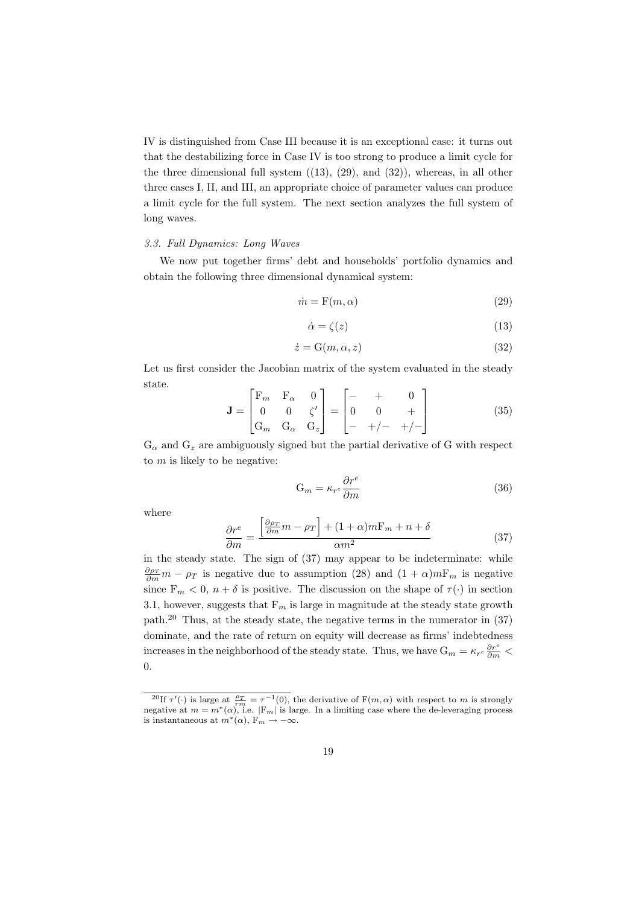IV is distinguished from Case III because it is an exceptional case: it turns out that the destabilizing force in Case IV is too strong to produce a limit cycle for the three dimensional full system ((13), (29), and (32)), whereas, in all other three cases I, II, and III, an appropriate choice of parameter values can produce a limit cycle for the full system. The next section analyzes the full system of long waves.

### *3.3. Full Dynamics: Long Waves*

We now put together firms' debt and households' portfolio dynamics and obtain the following three dimensional dynamical system:

$$\dot{m} = \mathrm{F}(m, \alpha) \tag{29}$$

$$\dot{\alpha} = \zeta(z) \tag{13}$$

$$\dot{z} = \mathrm{G}(m, \alpha, z) \tag{32}$$

Let us first consider the Jacobian matrix of the system evaluated in the steady state.

$$\mathbf{J} = \begin{bmatrix} \mathrm{F}_m & \mathrm{F}_\alpha & 0 \\ 0 & 0 & \zeta' \\ \mathrm{G}_m & \mathrm{G}_\alpha & \mathrm{G}_z \end{bmatrix} = \begin{bmatrix} - & + & 0 \\ 0 & 0 & + \\ - & +/- & +/- \end{bmatrix} \tag{35}$$

$\mathrm{G}_\alpha$ and $\mathrm{G}_z$ are ambiguously signed but the partial derivative of G with respect to $m$ is likely to be negative:

$$\mathrm{G}_m = \kappa_{r^e} \frac{\partial r^e}{\partial m} \tag{36}$$

where

$$\frac{\partial r^e}{\partial m} = \frac{\left[ \frac{\partial \rho_T}{\partial m} m - \rho_T \right] + (1+\alpha) m \mathrm{F}_m + n + \delta}{\alpha m^2} \tag{37}$$

in the steady state. The sign of (37) may appear to be indeterminate: while $\frac{\partial \rho_T}{\partial m} m - \rho_T$ is negative due to assumption (28) and $(1+\alpha)m\mathrm{F}_m$ is negative since $\mathrm{F}_m < 0$, $n + \delta$ is positive. The discussion on the shape of $\tau(\cdot)$ in section 3.1, however, suggests that $\mathrm{F}_m$ is large in magnitude at the steady state growth path.[20] Thus, at the steady state, the negative terms in the numerator in (37) dominate, and the rate of return on equity will decrease as firms' indebtedness increases in the neighborhood of the steady state. Thus, we have $\mathrm{G}_m = \kappa_{r^e} \frac{\partial r^e}{\partial m} < 0$.

---

[20] If $\tau'(\cdot)$ is large at $\frac{\rho_T}{rm} = \tau^{-1}(0)$, the derivative of $\mathrm{F}(m, \alpha)$ with respect to $m$ is strongly negative at $m = m^*(\alpha)$, i.e. $|\mathrm{F}_m|$ is large. In a limiting case where the de-leveraging process is instantaneous at $m^*(\alpha)$, $\mathrm{F}_m \to -\infty$.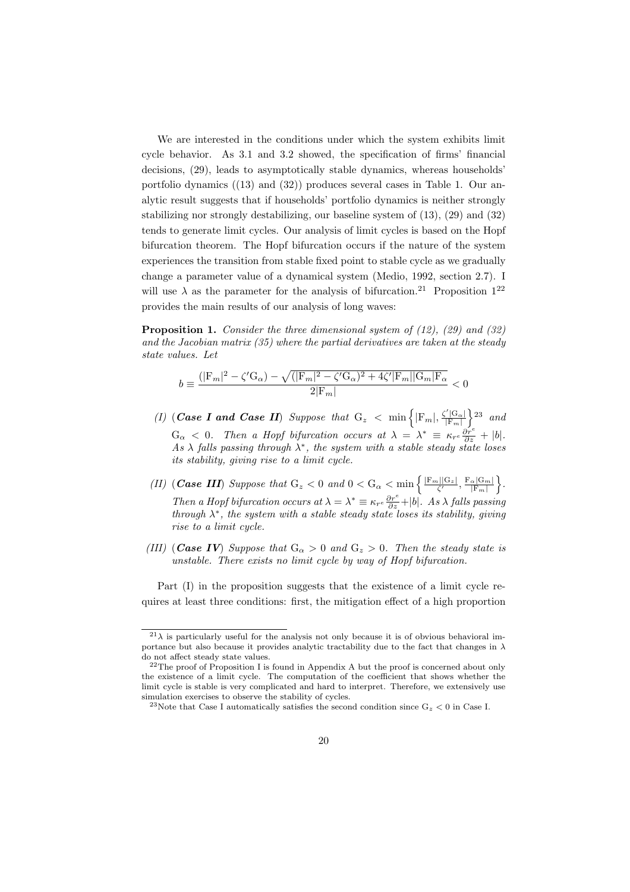We are interested in the conditions under which the system exhibits limit cycle behavior. As 3.1 and 3.2 showed, the specification of firms' financial decisions, (29), leads to asymptotically stable dynamics, whereas households' portfolio dynamics ((13) and (32)) produces several cases in Table 1. Our analytic result suggests that if households' portfolio dynamics is neither strongly stabilizing nor strongly destabilizing, our baseline system of (13), (29) and (32) tends to generate limit cycles. Our analysis of limit cycles is based on the Hopf bifurcation theorem. The Hopf bifurcation occurs if the nature of the system experiences the transition from stable fixed point to stable cycle as we gradually change a parameter value of a dynamical system (Medio, 1992, section 2.7). I will use $\lambda$ as the parameter for the analysis of bifurcation.[21] Proposition 1[22] provides the main results of our analysis of long waves:

**Proposition 1.** *Consider the three dimensional system of (12), (29) and (32) and the Jacobian matrix (35) where the partial derivatives are taken at the steady state values. Let*

$$b \equiv \frac{(|\mathrm{F}_m|^2 - \zeta'\mathrm{G}_\alpha) - \sqrt{(|\mathrm{F}_m|^2 - \zeta'\mathrm{G}_\alpha)^2 + 4\zeta'|\mathrm{F}_m||\mathrm{G}_m|\mathrm{F}_\alpha}}{2|\mathrm{F}_m|} < 0$$

*(I)* (***Case I and Case II***) *Suppose that* $\mathrm{G}_z < \min\left\{|\mathrm{F}_m|, \frac{\zeta'|\mathrm{G}_\alpha|}{|\mathrm{F}_m|}\right\}$[23] *and* $\mathrm{G}_\alpha < 0$. *Then a Hopf bifurcation occurs at* $\lambda = \lambda^* \equiv \kappa_{r^e}\frac{\partial r^e}{\partial z} + |b|$. *As* $\lambda$ *falls passing through* $\lambda^*$, *the system with a stable steady state loses its stability, giving rise to a limit cycle.*

*(II)* (***Case III***) *Suppose that* $\mathrm{G}_z < 0$ *and* $0 < \mathrm{G}_\alpha < \min\left\{\frac{|\mathrm{F}_m||\mathrm{G}_z|}{\zeta'}, \frac{\mathrm{F}_\alpha|\mathrm{G}_m|}{|\mathrm{F}_m|}\right\}$. *Then a Hopf bifurcation occurs at* $\lambda = \lambda^* \equiv \kappa_{r^e}\frac{\partial r^e}{\partial z} + |b|$. *As* $\lambda$ *falls passing through* $\lambda^*$, *the system with a stable steady state loses its stability, giving rise to a limit cycle.*

*(III)* (***Case IV***) *Suppose that* $\mathrm{G}_\alpha > 0$ *and* $\mathrm{G}_z > 0$. *Then the steady state is unstable. There exists no limit cycle by way of Hopf bifurcation.*

Part (I) in the proposition suggests that the existence of a limit cycle requires at least three conditions: first, the mitigation effect of a high proportion

---

[21] $\lambda$ is particularly useful for the analysis not only because it is of obvious behavioral importance but also because it provides analytic tractability due to the fact that changes in $\lambda$ do not affect steady state values.

[22] The proof of Proposition I is found in Appendix A but the proof is concerned about only the existence of a limit cycle. The computation of the coefficient that shows whether the limit cycle is stable is very complicated and hard to interpret. Therefore, we extensively use simulation exercises to observe the stability of cycles.

[23] Note that Case I automatically satisfies the second condition since $\mathrm{G}_z < 0$ in Case I.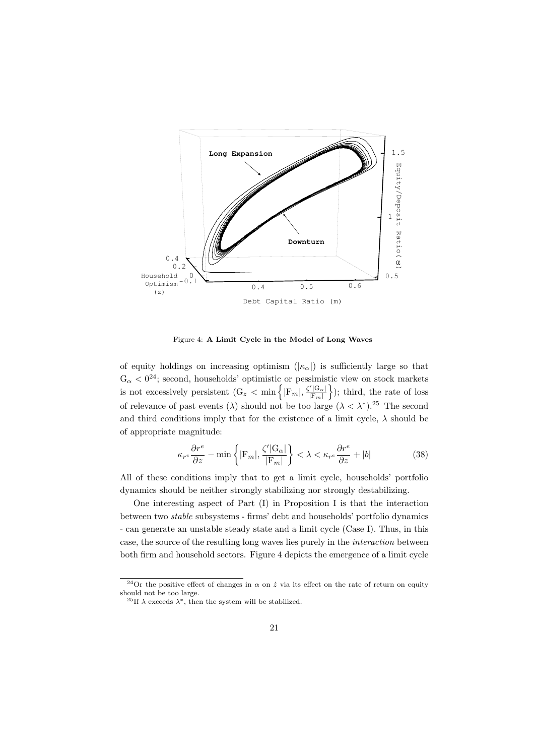Figure 4: **A Limit Cycle in the Model of Long Waves**

of equity holdings on increasing optimism ($|\kappa_\alpha|$) is sufficiently large so that $\mathrm{G}_\alpha < 0$[24]; second, households' optimistic or pessimistic view on stock markets is not excessively persistent ($\mathrm{G}_z < \min\left\{|\mathrm{F}_m|, \frac{\zeta'|\mathrm{G}_\alpha|}{|\mathrm{F}_m|}\right\}$); third, the rate of loss of relevance of past events ($\lambda$) should not be too large ($\lambda < \lambda^*$).[25] The second and third conditions imply that for the existence of a limit cycle, $\lambda$ should be of appropriate magnitude:

$$\kappa_{r^e}\frac{\partial r^e}{\partial z} - \min\left\{|\mathrm{F}_m|, \frac{\zeta'|\mathrm{G}_\alpha|}{|\mathrm{F}_m|}\right\} < \lambda < \kappa_{r^e}\frac{\partial r^e}{\partial z} + |b| \tag{38}$$

All of these conditions imply that to get a limit cycle, households' portfolio dynamics should be neither strongly stabilizing nor strongly destabilizing.

One interesting aspect of Part (I) in Proposition I is that the interaction between two *stable* subsystems - firms' debt and households' portfolio dynamics - can generate an unstable steady state and a limit cycle (Case I). Thus, in this case, the source of the resulting long waves lies purely in the *interaction* between both firm and household sectors. Figure 4 depicts the emergence of a limit cycle

[24] Or the positive effect of changes in $\alpha$ on $\dot{z}$ via its effect on the rate of return on equity should not be too large.

[25] If $\lambda$ exceeds $\lambda^*$, then the system will be stabilized.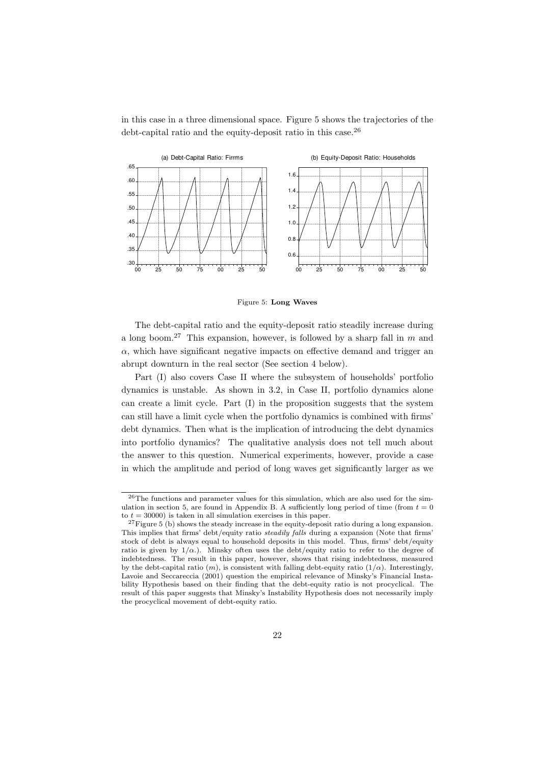in this case in a three dimensional space. Figure 5 shows the trajectories of the debt-capital ratio and the equity-deposit ratio in this case.[26]

Figure 5: **Long Waves**

The debt-capital ratio and the equity-deposit ratio steadily increase during a long boom.[27] This expansion, however, is followed by a sharp fall in $m$ and $\alpha$, which have significant negative impacts on effective demand and trigger an abrupt downturn in the real sector (See section 4 below).

Part (I) also covers Case II where the subsystem of households' portfolio dynamics is unstable. As shown in 3.2, in Case II, portfolio dynamics alone can create a limit cycle. Part (I) in the proposition suggests that the system can still have a limit cycle when the portfolio dynamics is combined with firms' debt dynamics. Then what is the implication of introducing the debt dynamics into portfolio dynamics? The qualitative analysis does not tell much about the answer to this question. Numerical experiments, however, provide a case in which the amplitude and period of long waves get significantly larger as we

---

[26]The functions and parameter values for this simulation, which are also used for the simulation in section 5, are found in Appendix B. A sufficiently long period of time (from $t = 0$ to $t = 30000$) is taken in all simulation exercises in this paper.

[27]Figure 5 (b) shows the steady increase in the equity-deposit ratio during a long expansion. This implies that firms' debt/equity ratio *steadily falls* during a expansion (Note that firms' stock of debt is always equal to household deposits in this model. Thus, firms' debt/equity ratio is given by $1/\alpha$.). Minsky often uses the debt/equity ratio to refer to the degree of indebtedness. The result in this paper, however, shows that rising indebtedness, measured by the debt-capital ratio ($m$), is consistent with falling debt-equity ratio ($1/\alpha$). Interestingly, Lavoie and Seccareccia (2001) question the empirical relevance of Minsky's Financial Instability Hypothesis based on their finding that the debt-equity ratio is not procyclical. The result of this paper suggests that Minsky's Instability Hypothesis does not necessarily imply the procyclical movement of debt-equity ratio.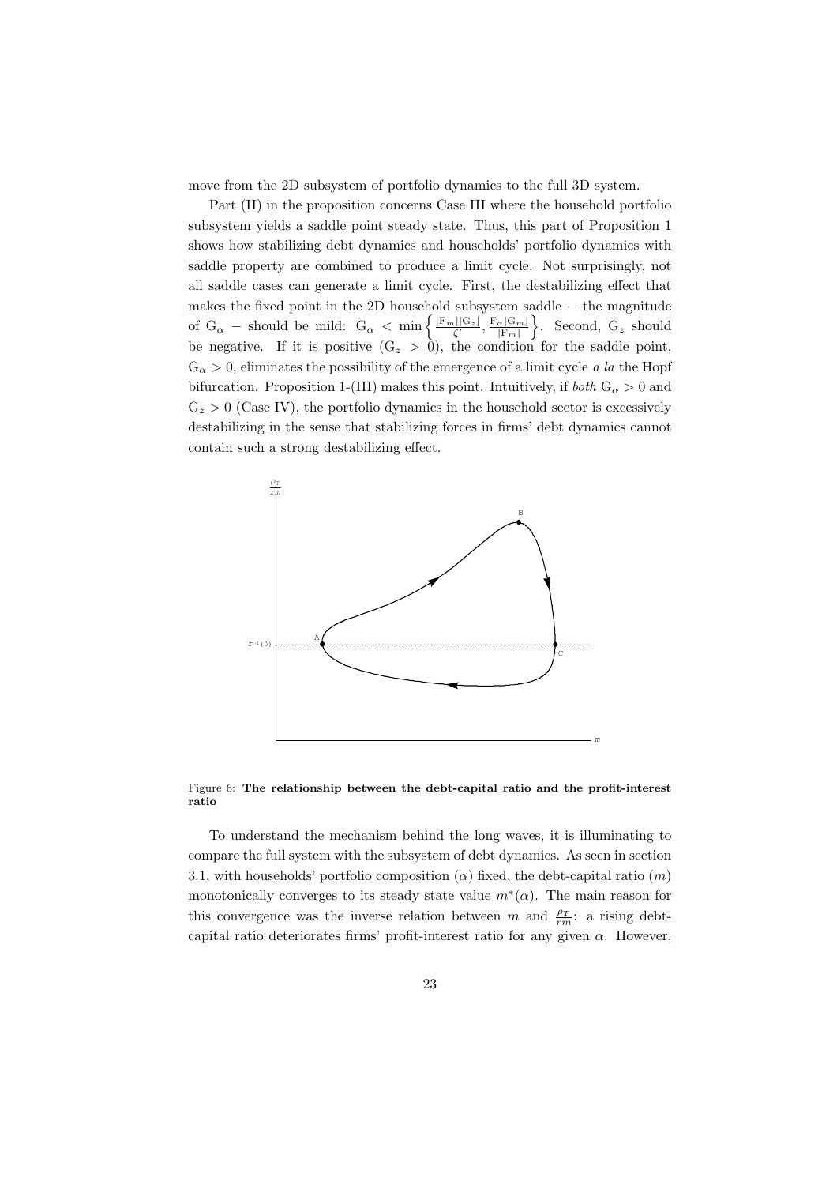move from the 2D subsystem of portfolio dynamics to the full 3D system.

Part (II) in the proposition concerns Case III where the household portfolio subsystem yields a saddle point steady state. Thus, this part of Proposition 1 shows how stabilizing debt dynamics and households' portfolio dynamics with saddle property are combined to produce a limit cycle. Not surprisingly, not all saddle cases can generate a limit cycle. First, the destabilizing effect that makes the fixed point in the 2D household subsystem saddle − the magnitude of $G_\alpha$ − should be mild: $G_\alpha < \min\left\{\frac{|F_m||G_z|}{\zeta'}, \frac{F_\alpha|G_m|}{|F_m|}\right\}$. Second, $G_z$ should be negative. If it is positive ($G_z > 0$), the condition for the saddle point, $G_\alpha > 0$, eliminates the possibility of the emergence of a limit cycle *a la* the Hopf bifurcation. Proposition 1-(III) makes this point. Intuitively, if *both* $G_\alpha > 0$ and $G_z > 0$ (Case IV), the portfolio dynamics in the household sector is excessively destabilizing in the sense that stabilizing forces in firms' debt dynamics cannot contain such a strong destabilizing effect.

Figure 6: **The relationship between the debt-capital ratio and the profit-interest ratio**

To understand the mechanism behind the long waves, it is illuminating to compare the full system with the subsystem of debt dynamics. As seen in section 3.1, with households' portfolio composition ($\alpha$) fixed, the debt-capital ratio ($m$) monotonically converges to its steady state value $m^*(\alpha)$. The main reason for this convergence was the inverse relation between $m$ and $\frac{\rho_T}{rm}$: a rising debt-capital ratio deteriorates firms' profit-interest ratio for any given $\alpha$. However,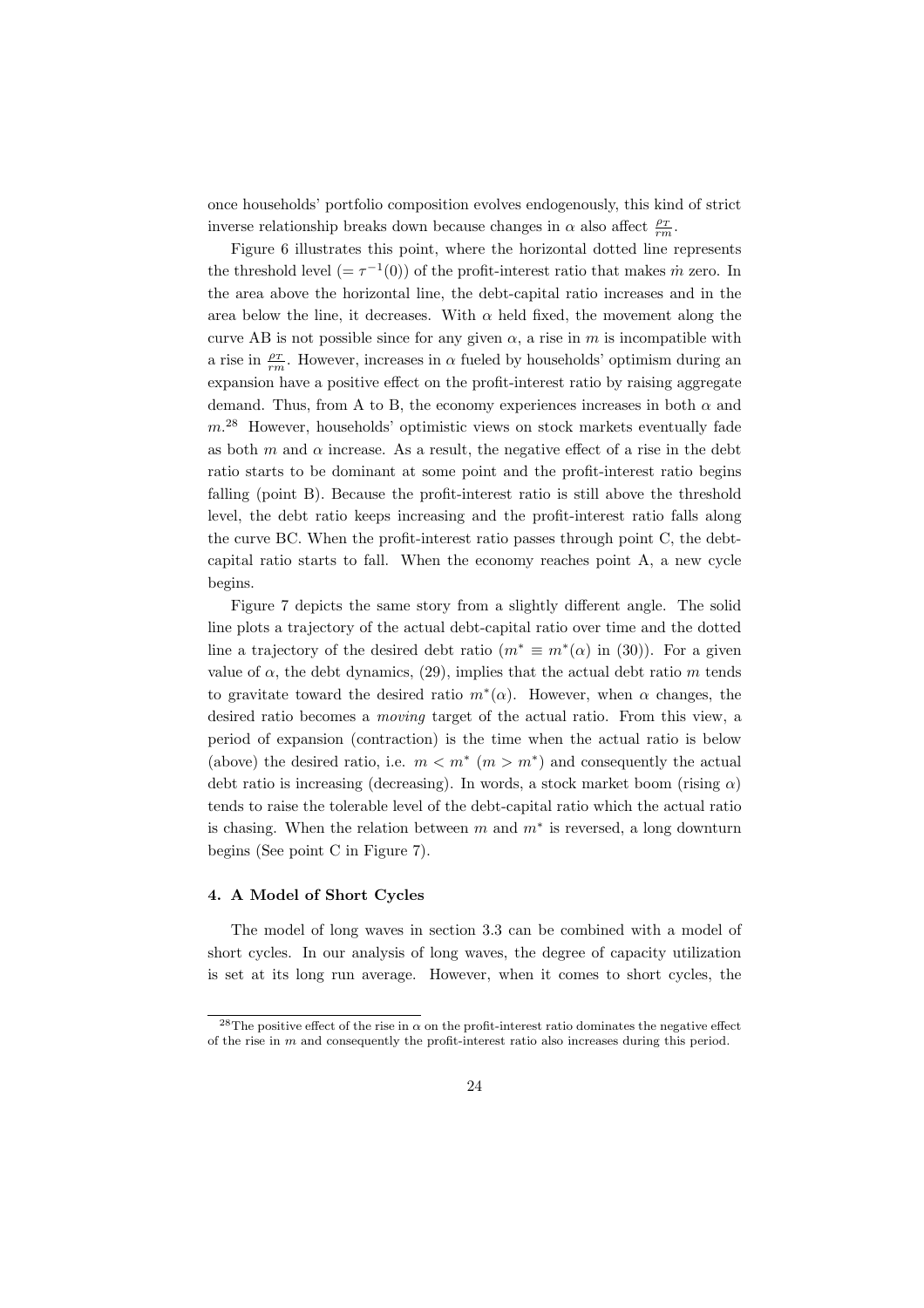once households' portfolio composition evolves endogenously, this kind of strict inverse relationship breaks down because changes in $\alpha$ also affect $\frac{\rho_T}{rm}$.

Figure 6 illustrates this point, where the horizontal dotted line represents the threshold level ($= \tau^{-1}(0)$) of the profit-interest ratio that makes $\dot{m}$ zero. In the area above the horizontal line, the debt-capital ratio increases and in the area below the line, it decreases. With $\alpha$ held fixed, the movement along the curve AB is not possible since for any given $\alpha$, a rise in $m$ is incompatible with a rise in $\frac{\rho_T}{rm}$. However, increases in $\alpha$ fueled by households' optimism during an expansion have a positive effect on the profit-interest ratio by raising aggregate demand. Thus, from A to B, the economy experiences increases in both $\alpha$ and $m$.[28] However, households' optimistic views on stock markets eventually fade as both $m$ and $\alpha$ increase. As a result, the negative effect of a rise in the debt ratio starts to be dominant at some point and the profit-interest ratio begins falling (point B). Because the profit-interest ratio is still above the threshold level, the debt ratio keeps increasing and the profit-interest ratio falls along the curve BC. When the profit-interest ratio passes through point C, the debt-capital ratio starts to fall. When the economy reaches point A, a new cycle begins.

Figure 7 depicts the same story from a slightly different angle. The solid line plots a trajectory of the actual debt-capital ratio over time and the dotted line a trajectory of the desired debt ratio ($m^* \equiv m^*(\alpha)$ in (30)). For a given value of $\alpha$, the debt dynamics, (29), implies that the actual debt ratio $m$ tends to gravitate toward the desired ratio $m^*(\alpha)$. However, when $\alpha$ changes, the desired ratio becomes a *moving* target of the actual ratio. From this view, a period of expansion (contraction) is the time when the actual ratio is below (above) the desired ratio, i.e. $m < m^*$ ($m > m^*$) and consequently the actual debt ratio is increasing (decreasing). In words, a stock market boom (rising $\alpha$) tends to raise the tolerable level of the debt-capital ratio which the actual ratio is chasing. When the relation between $m$ and $m^*$ is reversed, a long downturn begins (See point C in Figure 7).

#### 4. A Model of Short Cycles

The model of long waves in section 3.3 can be combined with a model of short cycles. In our analysis of long waves, the degree of capacity utilization is set at its long run average. However, when it comes to short cycles, the

[28] The positive effect of the rise in $\alpha$ on the profit-interest ratio dominates the negative effect of the rise in $m$ and consequently the profit-interest ratio also increases during this period.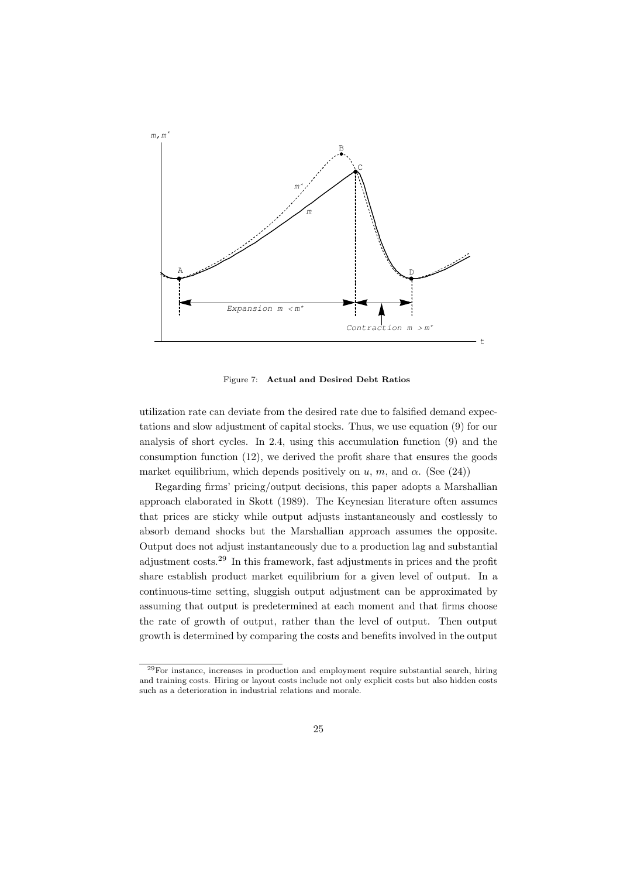Figure 7: **Actual and Desired Debt Ratios**

utilization rate can deviate from the desired rate due to falsified demand expectations and slow adjustment of capital stocks. Thus, we use equation (9) for our analysis of short cycles. In 2.4, using this accumulation function (9) and the consumption function (12), we derived the profit share that ensures the goods market equilibrium, which depends positively on $u$, $m$, and $\alpha$. (See (24))

Regarding firms' pricing/output decisions, this paper adopts a Marshallian approach elaborated in Skott (1989). The Keynesian literature often assumes that prices are sticky while output adjusts instantaneously and costlessly to absorb demand shocks but the Marshallian approach assumes the opposite. Output does not adjust instantaneously due to a production lag and substantial adjustment costs.[29] In this framework, fast adjustments in prices and the profit share establish product market equilibrium for a given level of output. In a continuous-time setting, sluggish output adjustment can be approximated by assuming that output is predetermined at each moment and that firms choose the rate of growth of output, rather than the level of output. Then output growth is determined by comparing the costs and benefits involved in the output

[29]For instance, increases in production and employment require substantial search, hiring and training costs. Hiring or layout costs include not only explicit costs but also hidden costs such as a deterioration in industrial relations and morale.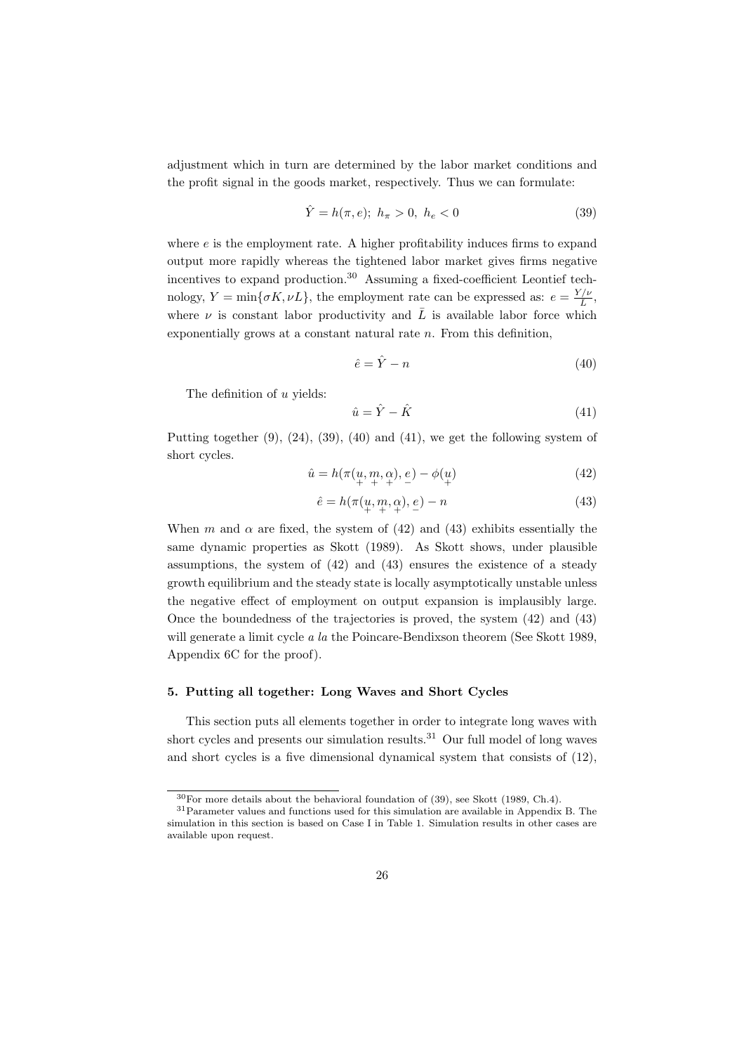adjustment which in turn are determined by the labor market conditions and the profit signal in the goods market, respectively. Thus we can formulate:

$$\hat{Y} = h(\pi, e);\ h_\pi > 0,\ h_e < 0 \tag{39}$$

where $e$ is the employment rate. A higher profitability induces firms to expand output more rapidly whereas the tightened labor market gives firms negative incentives to expand production.[30] Assuming a fixed-coefficient Leontief technology, $Y = \min\{\sigma K, \nu L\}$, the employment rate can be expressed as: $e = \frac{Y/\nu}{\bar{L}}$, where $\nu$ is constant labor productivity and $\bar{L}$ is available labor force which exponentially grows at a constant natural rate $n$. From this definition,

$$\hat{e} = \hat{Y} - n \tag{40}$$

The definition of $u$ yields:

$$\hat{u} = \hat{Y} - \hat{K} \tag{41}$$

Putting together (9), (24), (39), (40) and (41), we get the following system of short cycles.

$$\hat{u} = h(\pi(\underset{+}{u}, \underset{+}{m}, \underset{+}{\alpha}), \underset{-}{e}) - \phi(\underset{+}{u}) \tag{42}$$

$$\hat{e} = h(\pi(\underset{+}{u}, \underset{+}{m}, \underset{+}{\alpha}), \underset{-}{e}) - n \tag{43}$$

When $m$ and $\alpha$ are fixed, the system of (42) and (43) exhibits essentially the same dynamic properties as Skott (1989). As Skott shows, under plausible assumptions, the system of (42) and (43) ensures the existence of a steady growth equilibrium and the steady state is locally asymptotically unstable unless the negative effect of employment on output expansion is implausibly large. Once the boundedness of the trajectories is proved, the system (42) and (43) will generate a limit cycle *a la* the Poincare-Bendixson theorem (See Skott 1989, Appendix 6C for the proof).

### 5. Putting all together: Long Waves and Short Cycles

This section puts all elements together in order to integrate long waves with short cycles and presents our simulation results.[31] Our full model of long waves and short cycles is a five dimensional dynamical system that consists of (12),

[30] For more details about the behavioral foundation of (39), see Skott (1989, Ch.4).

[31] Parameter values and functions used for this simulation are available in Appendix B. The simulation in this section is based on Case I in Table 1. Simulation results in other cases are available upon request.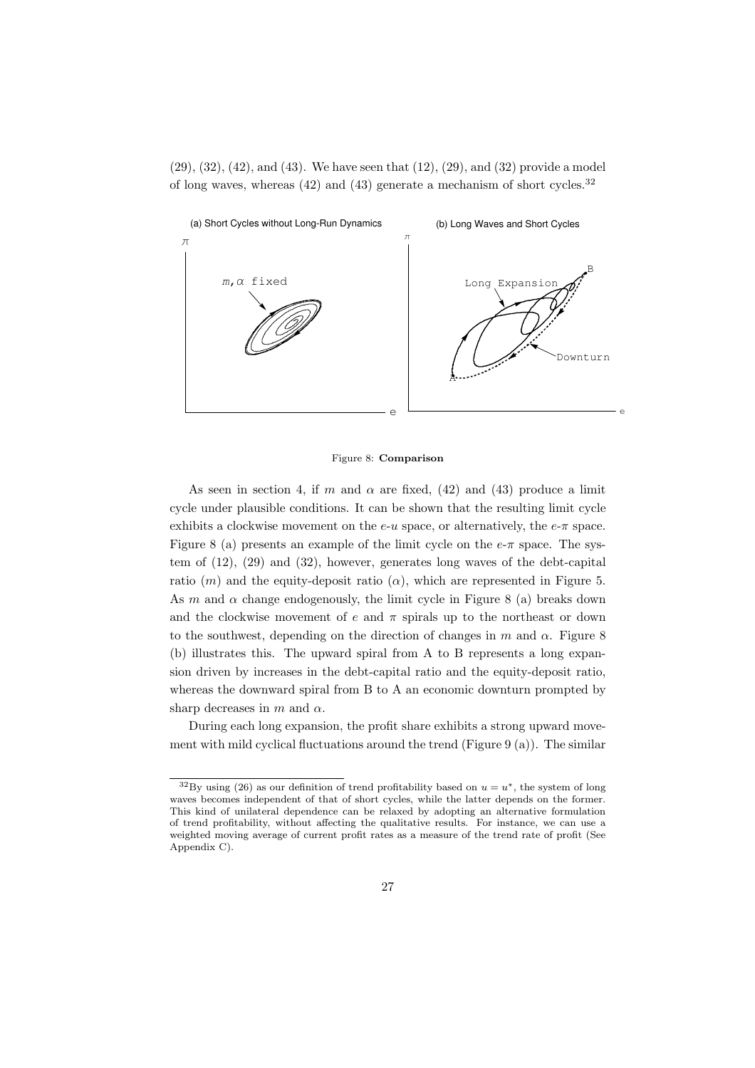(29), (32), (42), and (43). We have seen that (12), (29), and (32) provide a model of long waves, whereas (42) and (43) generate a mechanism of short cycles.[32]

Figure 8: **Comparison**

As seen in section 4, if $m$ and $\alpha$ are fixed, (42) and (43) produce a limit cycle under plausible conditions. It can be shown that the resulting limit cycle exhibits a clockwise movement on the $e$-$u$ space, or alternatively, the $e$-$\pi$ space. Figure 8 (a) presents an example of the limit cycle on the $e$-$\pi$ space. The system of (12), (29) and (32), however, generates long waves of the debt-capital ratio ($m$) and the equity-deposit ratio ($\alpha$), which are represented in Figure 5. As $m$ and $\alpha$ change endogenously, the limit cycle in Figure 8 (a) breaks down and the clockwise movement of $e$ and $\pi$ spirals up to the northeast or down to the southwest, depending on the direction of changes in $m$ and $\alpha$. Figure 8 (b) illustrates this. The upward spiral from A to B represents a long expansion driven by increases in the debt-capital ratio and the equity-deposit ratio, whereas the downward spiral from B to A an economic downturn prompted by sharp decreases in $m$ and $\alpha$.

During each long expansion, the profit share exhibits a strong upward movement with mild cyclical fluctuations around the trend (Figure 9 (a)). The similar

[32]By using (26) as our definition of trend profitability based on $u = u^*$, the system of long waves becomes independent of that of short cycles, while the latter depends on the former. This kind of unilateral dependence can be relaxed by adopting an alternative formulation of trend profitability, without affecting the qualitative results. For instance, we can use a weighted moving average of current profit rates as a measure of the trend rate of profit (See Appendix C).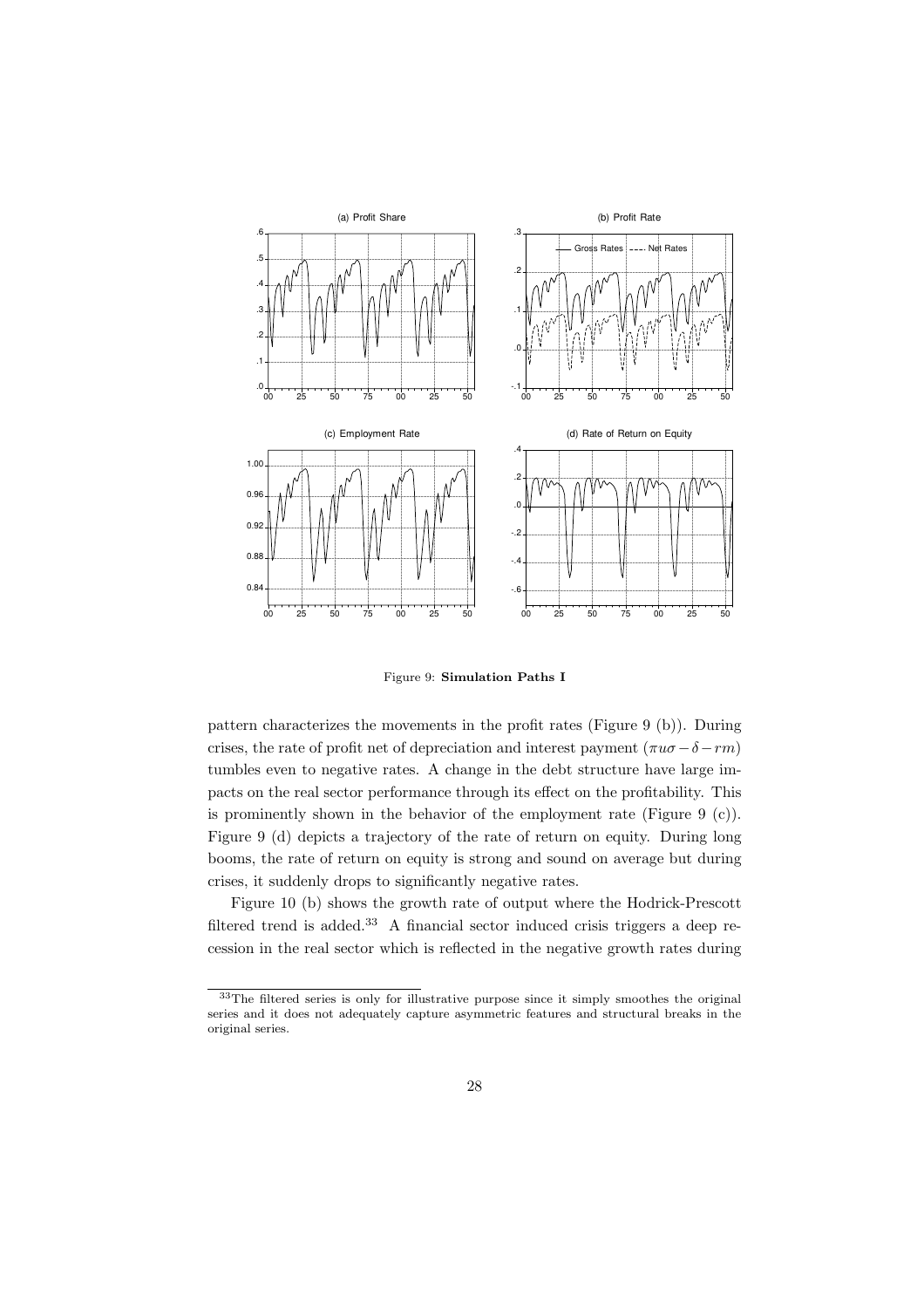Figure 9: **Simulation Paths I**

pattern characterizes the movements in the profit rates (Figure 9 (b)). During crises, the rate of profit net of depreciation and interest payment ($\pi u\sigma - \delta - rm$) tumbles even to negative rates. A change in the debt structure have large impacts on the real sector performance through its effect on the profitability. This is prominently shown in the behavior of the employment rate (Figure 9 (c)). Figure 9 (d) depicts a trajectory of the rate of return on equity. During long booms, the rate of return on equity is strong and sound on average but during crises, it suddenly drops to significantly negative rates.

Figure 10 (b) shows the growth rate of output where the Hodrick-Prescott filtered trend is added.[33] A financial sector induced crisis triggers a deep recession in the real sector which is reflected in the negative growth rates during

[33] The filtered series is only for illustrative purpose since it simply smoothes the original series and it does not adequately capture asymmetric features and structural breaks in the original series.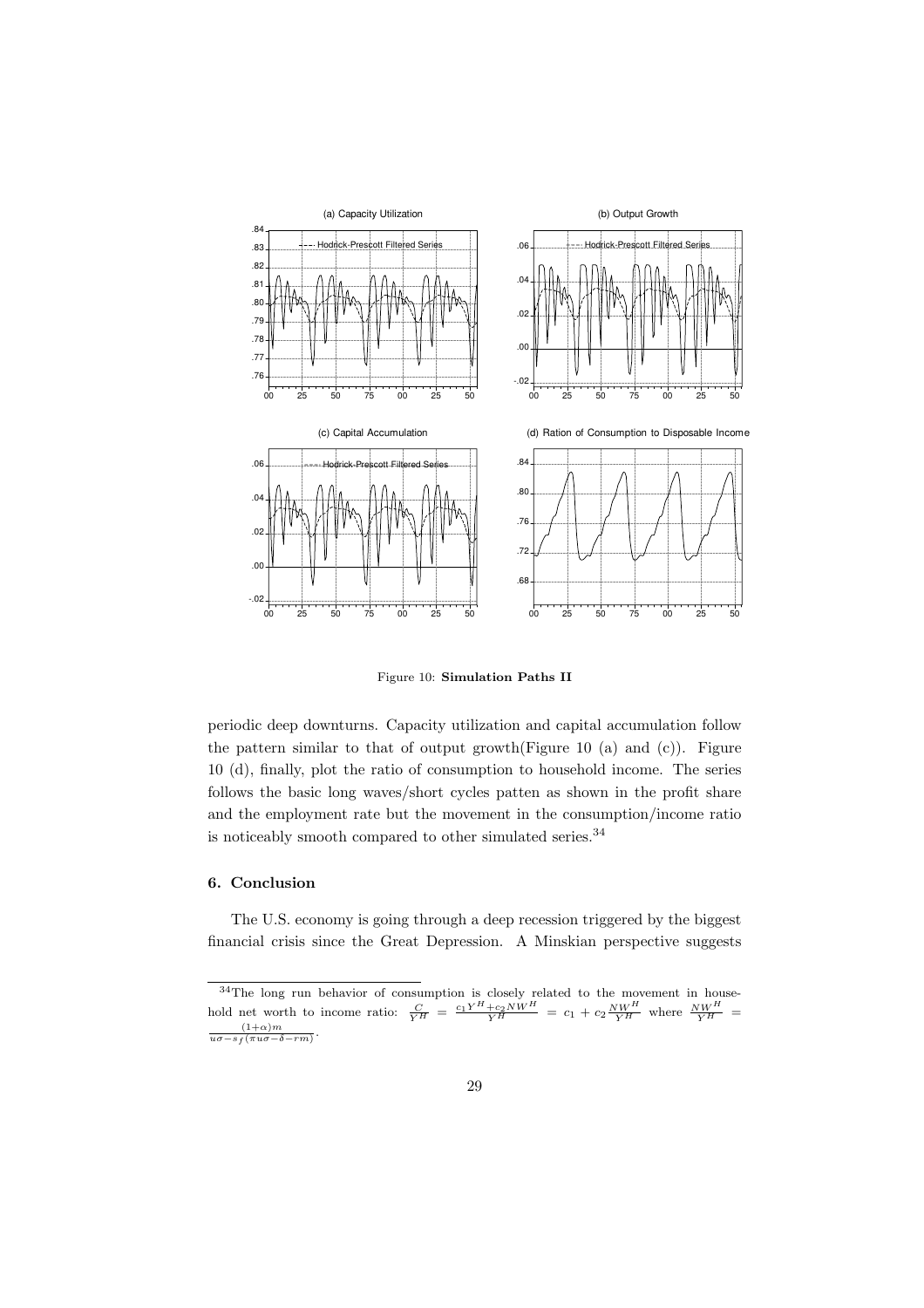Figure 10: **Simulation Paths II**

periodic deep downturns. Capacity utilization and capital accumulation follow the pattern similar to that of output growth(Figure 10 (a) and (c)). Figure 10 (d), finally, plot the ratio of consumption to household income. The series follows the basic long waves/short cycles patten as shown in the profit share and the employment rate but the movement in the consumption/income ratio is noticeably smooth compared to other simulated series.[34]

## 6. Conclusion

The U.S. economy is going through a deep recession triggered by the biggest financial crisis since the Great Depression. A Minskian perspective suggests

---

[34] The long run behavior of consumption is closely related to the movement in household net worth to income ratio: $\frac{C}{Y^H} = \frac{c_1 Y^H + c_2 NW^H}{Y^H} = c_1 + c_2 \frac{NW^H}{Y^H}$ where $\frac{NW^H}{Y^H} = \frac{(1+\alpha)m}{u\sigma - s_f(\pi u\sigma - \delta - rm)}$.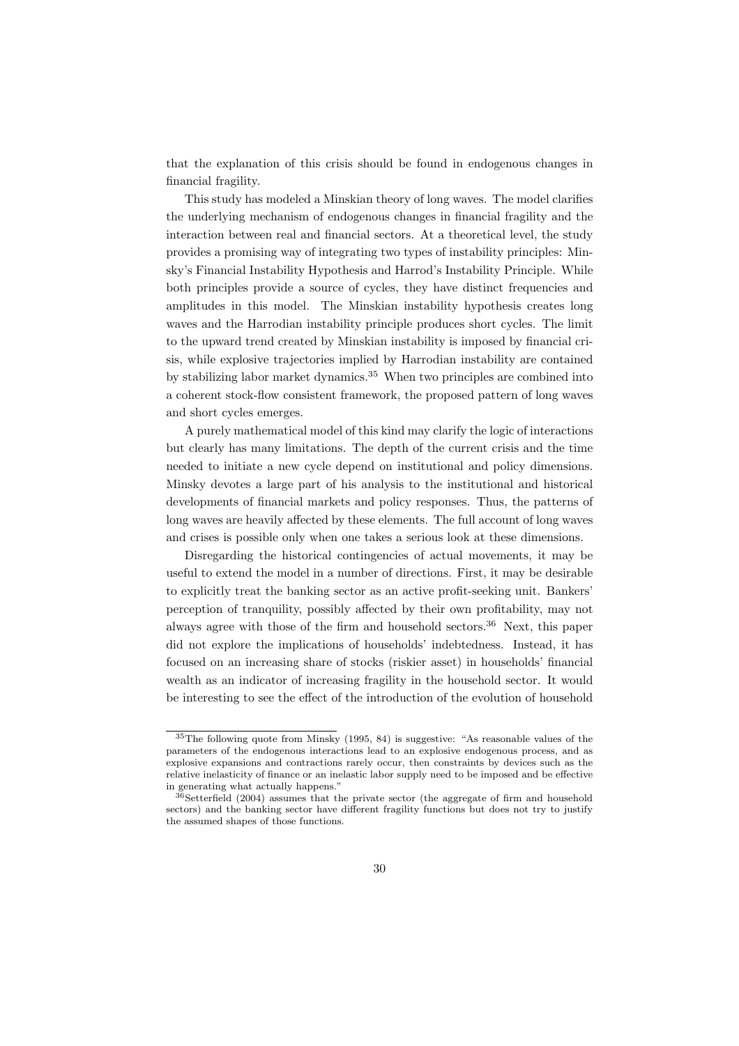that the explanation of this crisis should be found in endogenous changes in financial fragility.

This study has modeled a Minskian theory of long waves. The model clarifies the underlying mechanism of endogenous changes in financial fragility and the interaction between real and financial sectors. At a theoretical level, the study provides a promising way of integrating two types of instability principles: Minsky's Financial Instability Hypothesis and Harrod's Instability Principle. While both principles provide a source of cycles, they have distinct frequencies and amplitudes in this model. The Minskian instability hypothesis creates long waves and the Harrodian instability principle produces short cycles. The limit to the upward trend created by Minskian instability is imposed by financial crisis, while explosive trajectories implied by Harrodian instability are contained by stabilizing labor market dynamics.[35] When two principles are combined into a coherent stock-flow consistent framework, the proposed pattern of long waves and short cycles emerges.

A purely mathematical model of this kind may clarify the logic of interactions but clearly has many limitations. The depth of the current crisis and the time needed to initiate a new cycle depend on institutional and policy dimensions. Minsky devotes a large part of his analysis to the institutional and historical developments of financial markets and policy responses. Thus, the patterns of long waves are heavily affected by these elements. The full account of long waves and crises is possible only when one takes a serious look at these dimensions.

Disregarding the historical contingencies of actual movements, it may be useful to extend the model in a number of directions. First, it may be desirable to explicitly treat the banking sector as an active profit-seeking unit. Bankers' perception of tranquility, possibly affected by their own profitability, may not always agree with those of the firm and household sectors.[36] Next, this paper did not explore the implications of households' indebtedness. Instead, it has focused on an increasing share of stocks (riskier asset) in households' financial wealth as an indicator of increasing fragility in the household sector. It would be interesting to see the effect of the introduction of the evolution of household

---

[35] The following quote from Minsky (1995, 84) is suggestive: "As reasonable values of the parameters of the endogenous interactions lead to an explosive endogenous process, and as explosive expansions and contractions rarely occur, then constraints by devices such as the relative inelasticity of finance or an inelastic labor supply need to be imposed and be effective in generating what actually happens."

[36] Setterfield (2004) assumes that the private sector (the aggregate of firm and household sectors) and the banking sector have different fragility functions but does not try to justify the assumed shapes of those functions.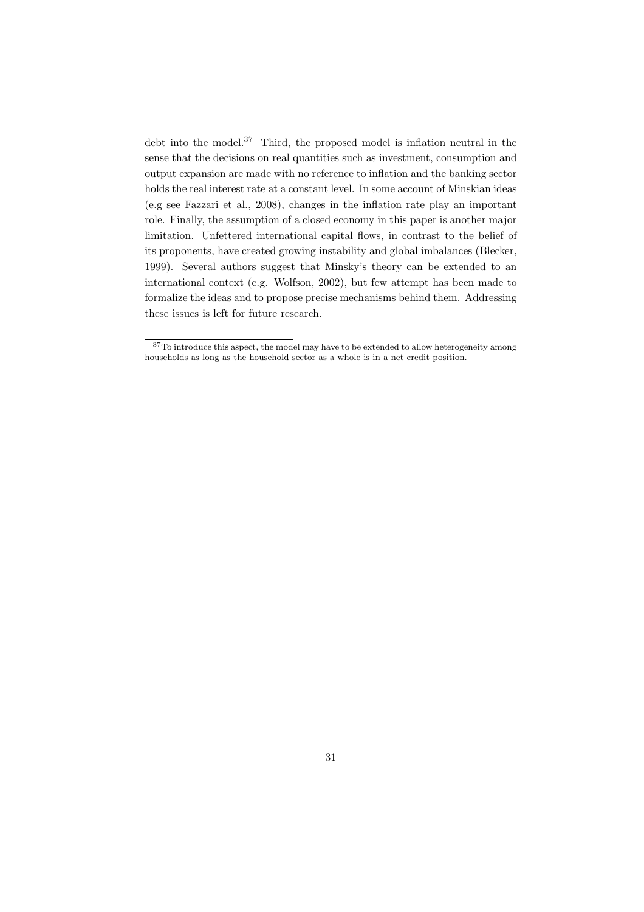debt into the model.[37] Third, the proposed model is inflation neutral in the sense that the decisions on real quantities such as investment, consumption and output expansion are made with no reference to inflation and the banking sector holds the real interest rate at a constant level. In some account of Minskian ideas (e.g see Fazzari et al., 2008), changes in the inflation rate play an important role. Finally, the assumption of a closed economy in this paper is another major limitation. Unfettered international capital flows, in contrast to the belief of its proponents, have created growing instability and global imbalances (Blecker, 1999). Several authors suggest that Minsky's theory can be extended to an international context (e.g. Wolfson, 2002), but few attempt has been made to formalize the ideas and to propose precise mechanisms behind them. Addressing these issues is left for future research.

[37] To introduce this aspect, the model may have to be extended to allow heterogeneity among households as long as the household sector as a whole is in a net credit position.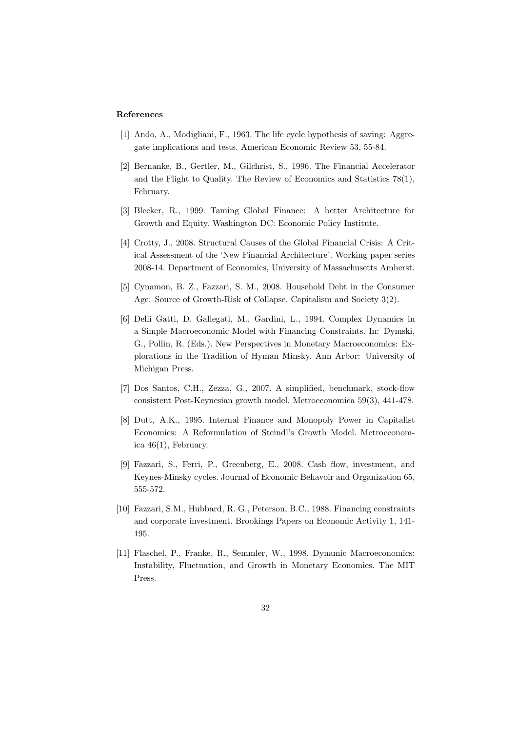**References**

[1] Ando, A., Modigliani, F., 1963. The life cycle hypothesis of saving: Aggregate implications and tests. American Economic Review 53, 55-84.

[2] Bernanke, B., Gertler, M., Gilchrist, S., 1996. The Financial Accelerator and the Flight to Quality. The Review of Economics and Statistics 78(1), February.

[3] Blecker, R., 1999. Taming Global Finance: A better Architecture for Growth and Equity. Washington DC: Economic Policy Institute.

[4] Crotty, J., 2008. Structural Causes of the Global Financial Crisis: A Critical Assessment of the 'New Financial Architecture'. Working paper series 2008-14. Department of Economics, University of Massachusetts Amherst.

[5] Cynamon, B. Z., Fazzari, S. M., 2008. Household Debt in the Consumer Age: Source of Growth-Risk of Collapse. Capitalism and Society 3(2).

[6] Delli Gatti, D. Gallegati, M., Gardini, L., 1994. Complex Dynamics in a Simple Macroeconomic Model with Financing Constraints. In: Dymski, G., Pollin, R. (Eds.). New Perspectives in Monetary Macroeconomics: Explorations in the Tradition of Hyman Minsky. Ann Arbor: University of Michigan Press.

[7] Dos Santos, C.H., Zezza, G., 2007. A simplified, benchmark, stock-flow consistent Post-Keynesian growth model. Metroeconomica 59(3), 441-478.

[8] Dutt, A.K., 1995. Internal Finance and Monopoly Power in Capitalist Economies: A Reformulation of Steindl's Growth Model. Metroeconomica 46(1), February.

[9] Fazzari, S., Ferri, P., Greenberg, E., 2008. Cash flow, investment, and Keynes-Minsky cycles. Journal of Economic Behavoir and Organization 65, 555-572.

[10] Fazzari, S.M., Hubbard, R. G., Peterson, B.C., 1988. Financing constraints and corporate investment. Brookings Papers on Economic Activity 1, 141-195.

[11] Flaschel, P., Franke, R., Semmler, W., 1998. Dynamic Macroeconomics: Instability, Fluctuation, and Growth in Monetary Economies. The MIT Press.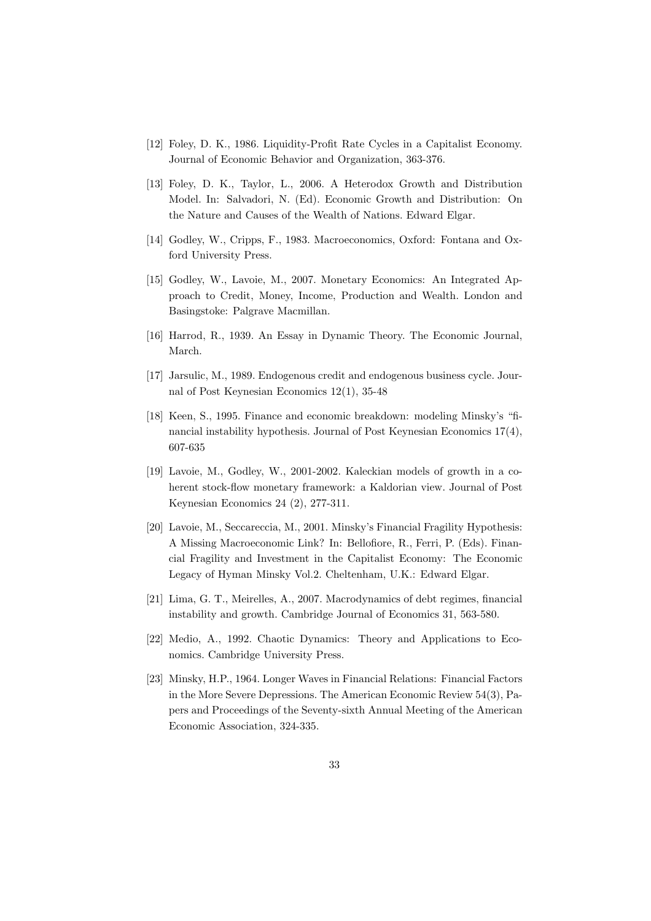[12] Foley, D. K., 1986. Liquidity-Profit Rate Cycles in a Capitalist Economy. Journal of Economic Behavior and Organization, 363-376.

[13] Foley, D. K., Taylor, L., 2006. A Heterodox Growth and Distribution Model. In: Salvadori, N. (Ed). Economic Growth and Distribution: On the Nature and Causes of the Wealth of Nations. Edward Elgar.

[14] Godley, W., Cripps, F., 1983. Macroeconomics, Oxford: Fontana and Oxford University Press.

[15] Godley, W., Lavoie, M., 2007. Monetary Economics: An Integrated Approach to Credit, Money, Income, Production and Wealth. London and Basingstoke: Palgrave Macmillan.

[16] Harrod, R., 1939. An Essay in Dynamic Theory. The Economic Journal, March.

[17] Jarsulic, M., 1989. Endogenous credit and endogenous business cycle. Journal of Post Keynesian Economics 12(1), 35-48

[18] Keen, S., 1995. Finance and economic breakdown: modeling Minsky's "financial instability hypothesis. Journal of Post Keynesian Economics 17(4), 607-635

[19] Lavoie, M., Godley, W., 2001-2002. Kaleckian models of growth in a coherent stock-flow monetary framework: a Kaldorian view. Journal of Post Keynesian Economics 24 (2), 277-311.

[20] Lavoie, M., Seccareccia, M., 2001. Minsky's Financial Fragility Hypothesis: A Missing Macroeconomic Link? In: Bellofiore, R., Ferri, P. (Eds). Financial Fragility and Investment in the Capitalist Economy: The Economic Legacy of Hyman Minsky Vol.2. Cheltenham, U.K.: Edward Elgar.

[21] Lima, G. T., Meirelles, A., 2007. Macrodynamics of debt regimes, financial instability and growth. Cambridge Journal of Economics 31, 563-580.

[22] Medio, A., 1992. Chaotic Dynamics: Theory and Applications to Economics. Cambridge University Press.

[23] Minsky, H.P., 1964. Longer Waves in Financial Relations: Financial Factors in the More Severe Depressions. The American Economic Review 54(3), Papers and Proceedings of the Seventy-sixth Annual Meeting of the American Economic Association, 324-335.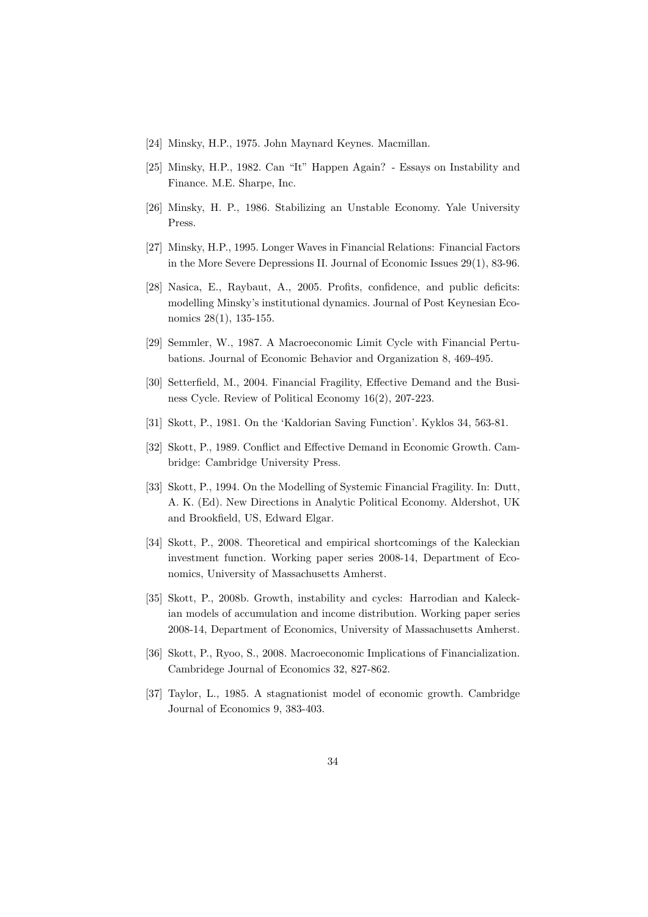[24] Minsky, H.P., 1975. John Maynard Keynes. Macmillan.

[25] Minsky, H.P., 1982. Can "It" Happen Again? - Essays on Instability and Finance. M.E. Sharpe, Inc.

[26] Minsky, H. P., 1986. Stabilizing an Unstable Economy. Yale University Press.

[27] Minsky, H.P., 1995. Longer Waves in Financial Relations: Financial Factors in the More Severe Depressions II. Journal of Economic Issues 29(1), 83-96.

[28] Nasica, E., Raybaut, A., 2005. Profits, confidence, and public deficits: modelling Minsky's institutional dynamics. Journal of Post Keynesian Economics 28(1), 135-155.

[29] Semmler, W., 1987. A Macroeconomic Limit Cycle with Financial Pertubations. Journal of Economic Behavior and Organization 8, 469-495.

[30] Setterfield, M., 2004. Financial Fragility, Effective Demand and the Business Cycle. Review of Political Economy 16(2), 207-223.

[31] Skott, P., 1981. On the 'Kaldorian Saving Function'. Kyklos 34, 563-81.

[32] Skott, P., 1989. Conflict and Effective Demand in Economic Growth. Cambridge: Cambridge University Press.

[33] Skott, P., 1994. On the Modelling of Systemic Financial Fragility. In: Dutt, A. K. (Ed). New Directions in Analytic Political Economy. Aldershot, UK and Brookfield, US, Edward Elgar.

[34] Skott, P., 2008. Theoretical and empirical shortcomings of the Kaleckian investment function. Working paper series 2008-14, Department of Economics, University of Massachusetts Amherst.

[35] Skott, P., 2008b. Growth, instability and cycles: Harrodian and Kaleckian models of accumulation and income distribution. Working paper series 2008-14, Department of Economics, University of Massachusetts Amherst.

[36] Skott, P., Ryoo, S., 2008. Macroeconomic Implications of Financialization. Cambridege Journal of Economics 32, 827-862.

[37] Taylor, L., 1985. A stagnationist model of economic growth. Cambridge Journal of Economics 9, 383-403.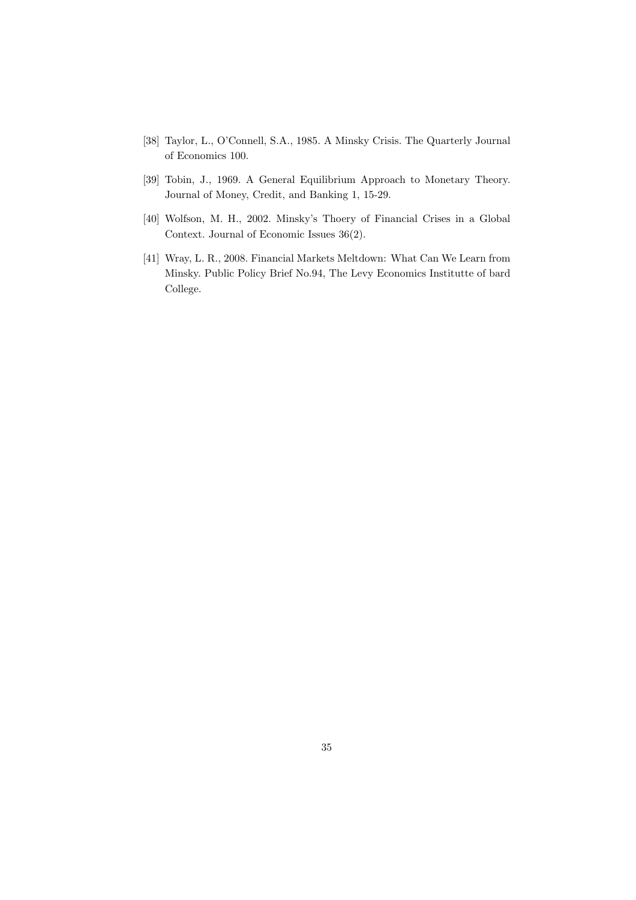[38] Taylor, L., O'Connell, S.A., 1985. A Minsky Crisis. The Quarterly Journal of Economics 100.

[39] Tobin, J., 1969. A General Equilibrium Approach to Monetary Theory. Journal of Money, Credit, and Banking 1, 15-29.

[40] Wolfson, M. H., 2002. Minsky's Thoery of Financial Crises in a Global Context. Journal of Economic Issues 36(2).

[41] Wray, L. R., 2008. Financial Markets Meltdown: What Can We Learn from Minsky. Public Policy Brief No.94, The Levy Economics Institutte of bard College.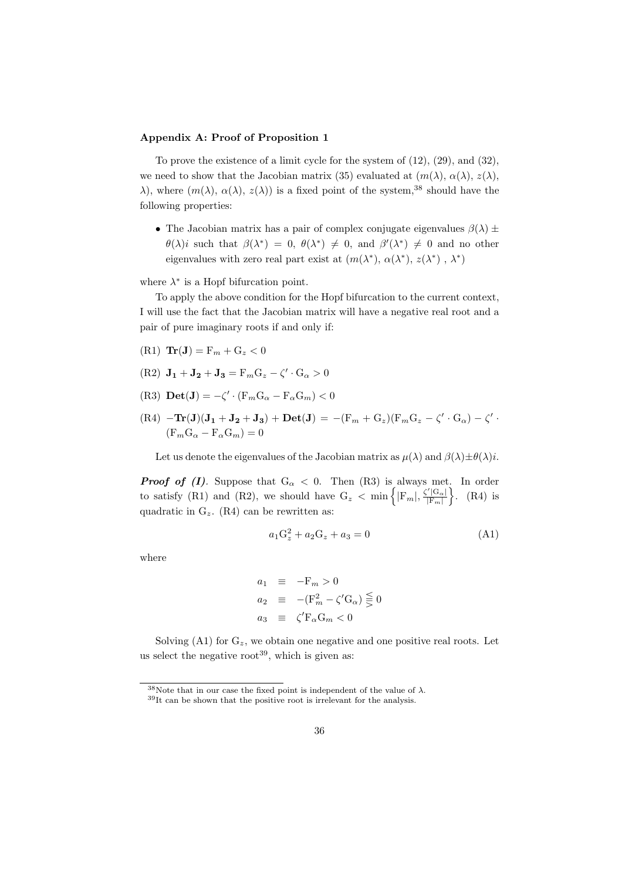### Appendix A: Proof of Proposition 1

To prove the existence of a limit cycle for the system of (12), (29), and (32), we need to show that the Jacobian matrix (35) evaluated at ($m(\lambda)$, $\alpha(\lambda)$, $z(\lambda)$, $\lambda$), where ($m(\lambda)$, $\alpha(\lambda)$, $z(\lambda)$) is a fixed point of the system,[38] should have the following properties:

- The Jacobian matrix has a pair of complex conjugate eigenvalues $\beta(\lambda) \pm \theta(\lambda)i$ such that $\beta(\lambda^*) = 0$, $\theta(\lambda^*) \neq 0$, and $\beta'(\lambda^*) \neq 0$ and no other eigenvalues with zero real part exist at ($m(\lambda^*)$, $\alpha(\lambda^*)$, $z(\lambda^*)$ , $\lambda^*$)

where $\lambda^*$ is a Hopf bifurcation point.

To apply the above condition for the Hopf bifurcation to the current context, I will use the fact that the Jacobian matrix will have a negative real root and a pair of pure imaginary roots if and only if:

(R1) $\mathbf{Tr}(\mathbf{J}) = \mathrm{F}_m + \mathrm{G}_z < 0$

(R2) $\mathbf{J_1} + \mathbf{J_2} + \mathbf{J_3} = \mathrm{F}_m\mathrm{G}_z - \zeta' \cdot \mathrm{G}_\alpha > 0$

(R3) $\mathbf{Det}(\mathbf{J}) = -\zeta' \cdot (\mathrm{F}_m\mathrm{G}_\alpha - \mathrm{F}_\alpha\mathrm{G}_m) < 0$

(R4) $-\mathbf{Tr}(\mathbf{J})(\mathbf{J_1} + \mathbf{J_2} + \mathbf{J_3}) + \mathbf{Det}(\mathbf{J}) = -(\mathrm{F}_m + \mathrm{G}_z)(\mathrm{F}_m\mathrm{G}_z - \zeta' \cdot \mathrm{G}_\alpha) - \zeta' \cdot (\mathrm{F}_m\mathrm{G}_\alpha - \mathrm{F}_\alpha\mathrm{G}_m) = 0$

Let us denote the eigenvalues of the Jacobian matrix as $\mu(\lambda)$ and $\beta(\lambda) \pm \theta(\lambda)i$.

***Proof of (I)***. Suppose that $\mathrm{G}_\alpha < 0$. Then (R3) is always met. In order to satisfy (R1) and (R2), we should have $\mathrm{G}_z < \min\left\{|\mathrm{F}_m|, \frac{\zeta'|\mathrm{G}_\alpha|}{|\mathrm{F}_m|}\right\}$. (R4) is quadratic in $\mathrm{G}_z$. (R4) can be rewritten as:

$$a_1\mathrm{G}_z^2 + a_2\mathrm{G}_z + a_3 = 0 \tag{A1}$$

where

$$\begin{aligned} a_1 &\equiv -\mathrm{F}_m > 0 \\ a_2 &\equiv -(\mathrm{F}_m^2 - \zeta'\mathrm{G}_\alpha) \lesseqgtr 0 \\ a_3 &\equiv \zeta'\mathrm{F}_\alpha\mathrm{G}_m < 0 \end{aligned}$$

Solving (A1) for $\mathrm{G}_z$, we obtain one negative and one positive real roots. Let us select the negative root[39], which is given as:

---

[38] Note that in our case the fixed point is independent of the value of $\lambda$.

[39] It can be shown that the positive root is irrelevant for the analysis.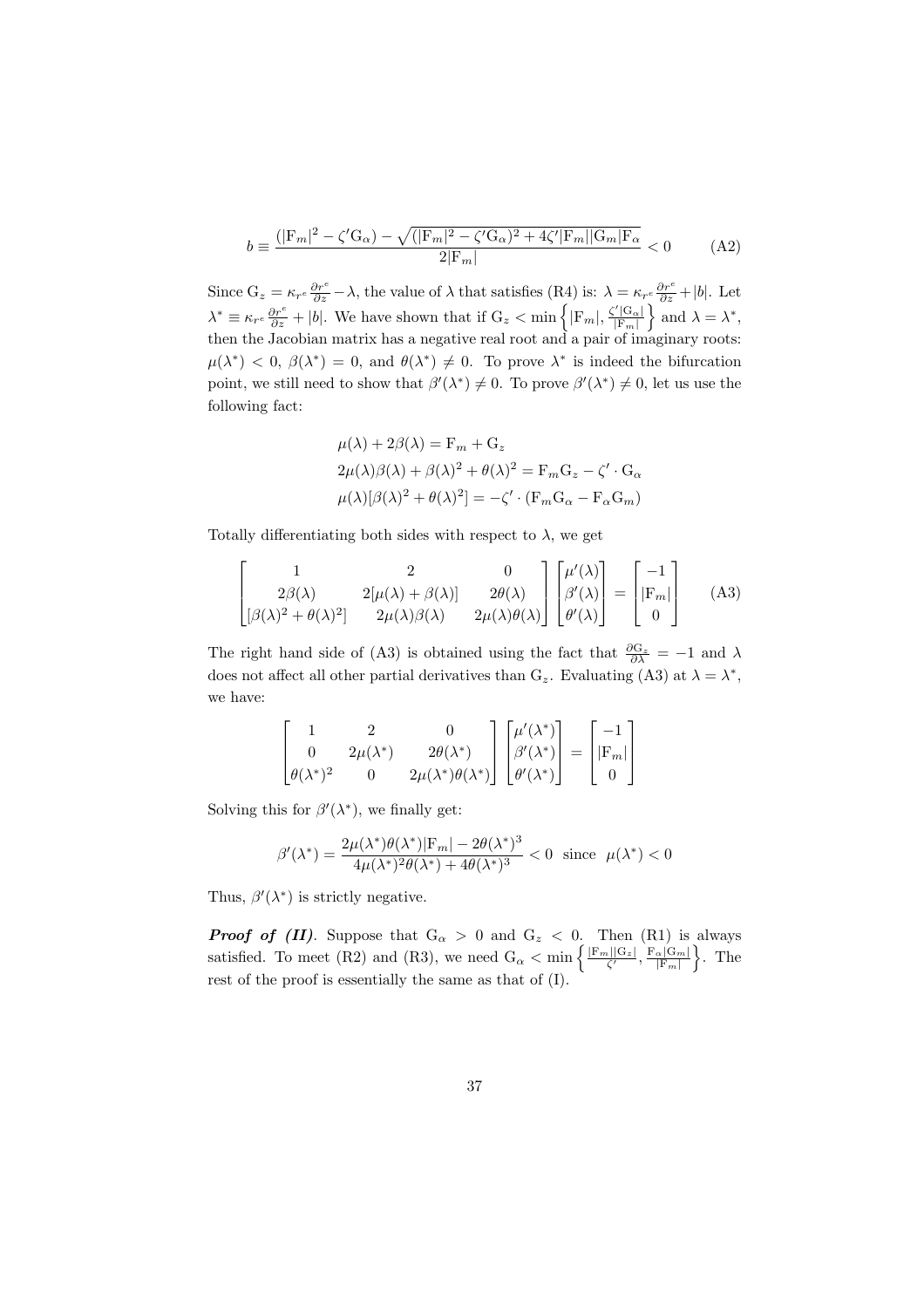$$b \equiv \frac{(|\mathrm{F}_m|^2 - \zeta'\mathrm{G}_\alpha) - \sqrt{(|\mathrm{F}_m|^2 - \zeta'\mathrm{G}_\alpha)^2 + 4\zeta'|\mathrm{F}_m||\mathrm{G}_m|\mathrm{F}_\alpha}}{2|\mathrm{F}_m|} < 0 \qquad \text{(A2)}$$

Since $\mathrm{G}_z = \kappa_{r^e}\frac{\partial r^e}{\partial z} - \lambda$, the value of $\lambda$ that satisfies (R4) is: $\lambda = \kappa_{r^e}\frac{\partial r^e}{\partial z} + |b|$. Let $\lambda^* \equiv \kappa_{r^e}\frac{\partial r^e}{\partial z} + |b|$. We have shown that if $\mathrm{G}_z < \min\left\{|\mathrm{F}_m|, \frac{\zeta'|\mathrm{G}_\alpha|}{|\mathrm{F}_m|}\right\}$ and $\lambda = \lambda^*$, then the Jacobian matrix has a negative real root and a pair of imaginary roots: $\mu(\lambda^*) < 0$, $\beta(\lambda^*) = 0$, and $\theta(\lambda^*) \neq 0$. To prove $\lambda^*$ is indeed the bifurcation point, we still need to show that $\beta'(\lambda^*) \neq 0$. To prove $\beta'(\lambda^*) \neq 0$, let us use the following fact:

$$\mu(\lambda) + 2\beta(\lambda) = \mathrm{F}_m + \mathrm{G}_z$$
$$2\mu(\lambda)\beta(\lambda) + \beta(\lambda)^2 + \theta(\lambda)^2 = \mathrm{F}_m\mathrm{G}_z - \zeta' \cdot \mathrm{G}_\alpha$$
$$\mu(\lambda)[\beta(\lambda)^2 + \theta(\lambda)^2] = -\zeta' \cdot (\mathrm{F}_m\mathrm{G}_\alpha - \mathrm{F}_\alpha\mathrm{G}_m)$$

Totally differentiating both sides with respect to $\lambda$, we get

$$\begin{bmatrix} 1 & 2 & 0 \\ 2\beta(\lambda) & 2[\mu(\lambda) + \beta(\lambda)] & 2\theta(\lambda) \\ [\beta(\lambda)^2 + \theta(\lambda)^2] & 2\mu(\lambda)\beta(\lambda) & 2\mu(\lambda)\theta(\lambda) \end{bmatrix} \begin{bmatrix} \mu'(\lambda) \\ \beta'(\lambda) \\ \theta'(\lambda) \end{bmatrix} = \begin{bmatrix} -1 \\ |\mathrm{F}_m| \\ 0 \end{bmatrix} \qquad \text{(A3)}$$

The right hand side of (A3) is obtained using the fact that $\frac{\partial \mathrm{G}_z}{\partial \lambda} = -1$ and $\lambda$ does not affect all other partial derivatives than $\mathrm{G}_z$. Evaluating (A3) at $\lambda = \lambda^*$, we have:

$$\begin{bmatrix} 1 & 2 & 0 \\ 0 & 2\mu(\lambda^*) & 2\theta(\lambda^*) \\ \theta(\lambda^*)^2 & 0 & 2\mu(\lambda^*)\theta(\lambda^*) \end{bmatrix} \begin{bmatrix} \mu'(\lambda^*) \\ \beta'(\lambda^*) \\ \theta'(\lambda^*) \end{bmatrix} = \begin{bmatrix} -1 \\ |\mathrm{F}_m| \\ 0 \end{bmatrix}$$

Solving this for $\beta'(\lambda^*)$, we finally get:

$$\beta'(\lambda^*) = \frac{2\mu(\lambda^*)\theta(\lambda^*)|\mathrm{F}_m| - 2\theta(\lambda^*)^3}{4\mu(\lambda^*)^2\theta(\lambda^*) + 4\theta(\lambda^*)^3} < 0 \;\; \text{since} \;\; \mu(\lambda^*) < 0$$

Thus, $\beta'(\lambda^*)$ is strictly negative.

***Proof of (II)***. Suppose that $\mathrm{G}_\alpha > 0$ and $\mathrm{G}_z < 0$. Then (R1) is always satisfied. To meet (R2) and (R3), we need $\mathrm{G}_\alpha < \min\left\{\frac{|\mathrm{F}_m||\mathrm{G}_z|}{\zeta'}, \frac{\mathrm{F}_\alpha|\mathrm{G}_m|}{|\mathrm{F}_m|}\right\}$. The rest of the proof is essentially the same as that of (I).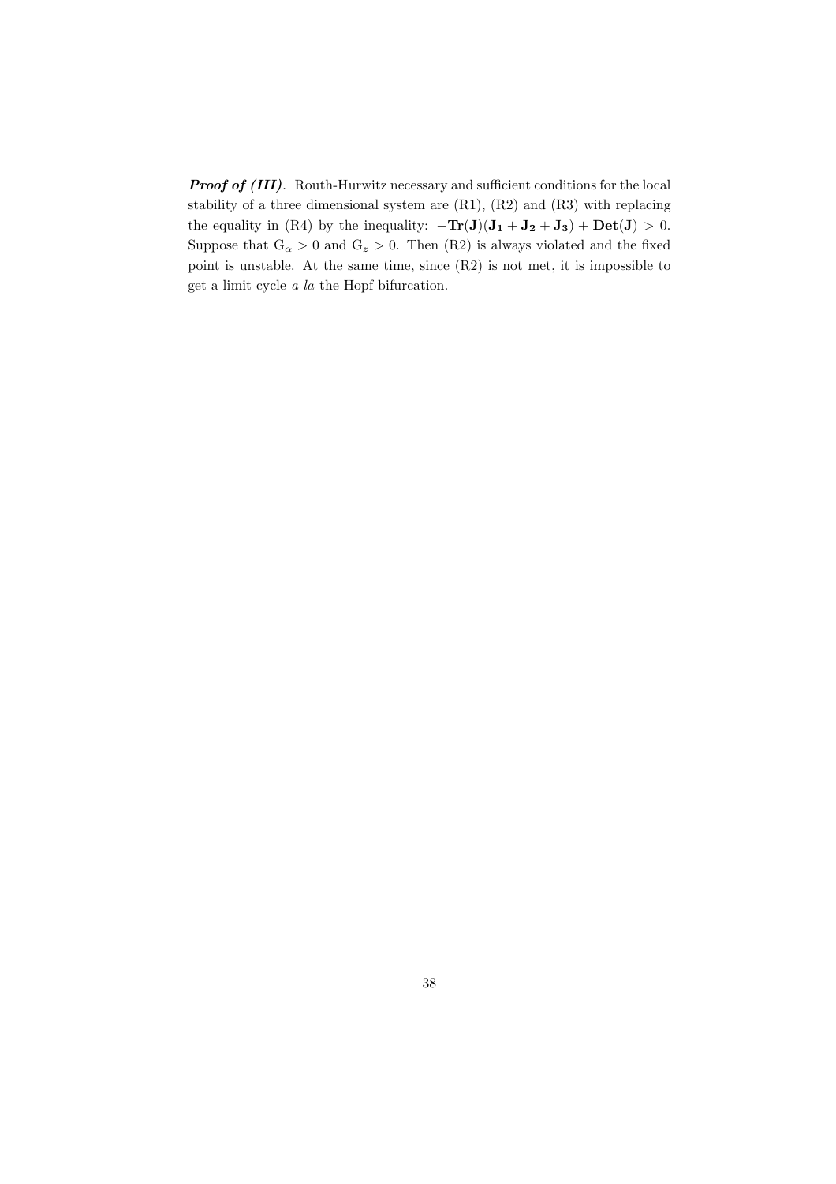***Proof of (III)***. Routh-Hurwitz necessary and sufficient conditions for the local stability of a three dimensional system are (R1), (R2) and (R3) with replacing the equality in (R4) by the inequality: $-\mathbf{Tr}(\mathbf{J})(\mathbf{J_1}+\mathbf{J_2}+\mathbf{J_3})+\mathbf{Det}(\mathbf{J})>0$. Suppose that $\mathrm{G}_\alpha > 0$ and $\mathrm{G}_z > 0$. Then (R2) is always violated and the fixed point is unstable. At the same time, since (R2) is not met, it is impossible to get a limit cycle *a la* the Hopf bifurcation.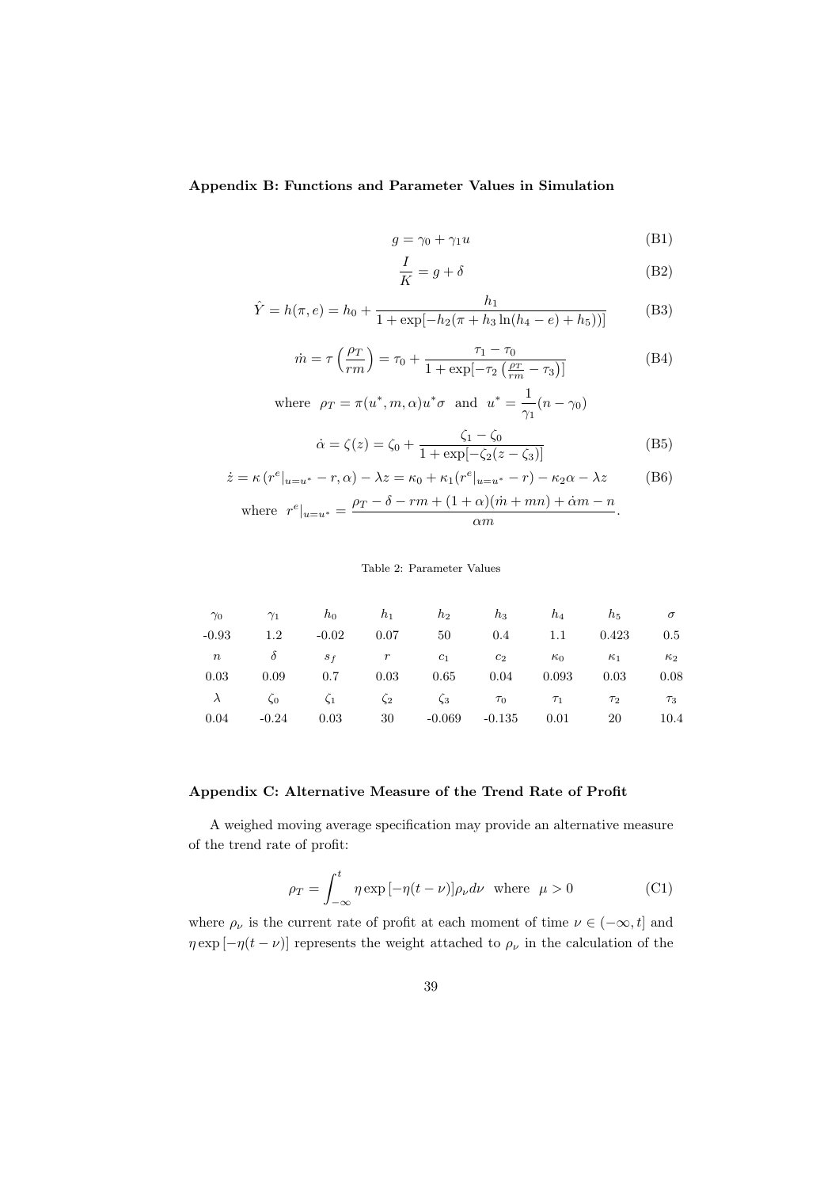**Appendix B: Functions and Parameter Values in Simulation**

$$g = \gamma_0 + \gamma_1 u \tag{B1}$$

$$\frac{I}{K} = g + \delta \tag{B2}$$

$$\hat{Y} = h(\pi, e) = h_0 + \frac{h_1}{1 + \exp[-h_2(\pi + h_3 \ln(h_4 - e) + h_5))]} \tag{B3}$$

$$\dot{m} = \tau\left(\frac{\rho_T}{rm}\right) = \tau_0 + \frac{\tau_1 - \tau_0}{1 + \exp[-\tau_2\left(\frac{\rho_T}{rm} - \tau_3\right)]} \tag{B4}$$

$$\text{where} \ \ \rho_T = \pi(u^*, m, \alpha)u^*\sigma \ \ \text{and} \ \ u^* = \frac{1}{\gamma_1}(n - \gamma_0)$$

$$\dot{\alpha} = \zeta(z) = \zeta_0 + \frac{\zeta_1 - \zeta_0}{1 + \exp[-\zeta_2(z - \zeta_3)]} \tag{B5}$$

$$\dot{z} = \kappa\left(r^e|_{u=u^*} - r, \alpha\right) - \lambda z = \kappa_0 + \kappa_1(r^e|_{u=u^*} - r) - \kappa_2\alpha - \lambda z \tag{B6}$$

$$\text{where} \ \ r^e|_{u=u^*} = \frac{\rho_T - \delta - rm + (1+\alpha)(\dot{m} + mn) + \dot{\alpha}m - n}{\alpha m}.$$

Table 2: Parameter Values

| $\gamma_0$ | $\gamma_1$ | $h_0$ | $h_1$ | $h_2$ | $h_3$ | $h_4$ | $h_5$ | $\sigma$ |
|---|---|---|---|---|---|---|---|---|
| -0.93 | 1.2 | -0.02 | 0.07 | 50 | 0.4 | 1.1 | 0.423 | 0.5 |
| $n$ | $\delta$ | $s_f$ | $r$ | $c_1$ | $c_2$ | $\kappa_0$ | $\kappa_1$ | $\kappa_2$ |
| 0.03 | 0.09 | 0.7 | 0.03 | 0.65 | 0.04 | 0.093 | 0.03 | 0.08 |
| $\lambda$ | $\zeta_0$ | $\zeta_1$ | $\zeta_2$ | $\zeta_3$ | $\tau_0$ | $\tau_1$ | $\tau_2$ | $\tau_3$ |
| 0.04 | -0.24 | 0.03 | 30 | -0.069 | -0.135 | 0.01 | 20 | 10.4 |

**Appendix C: Alternative Measure of the Trend Rate of Profit**

A weighed moving average specification may provide an alternative measure of the trend rate of profit:

$$\rho_T = \int_{-\infty}^{t} \eta \exp\left[-\eta(t-\nu)\right]\rho_\nu d\nu \ \ \text{where} \ \ \mu > 0 \tag{C1}$$

where $\rho_\nu$ is the current rate of profit at each moment of time $\nu \in (-\infty, t]$ and $\eta \exp\left[-\eta(t-\nu)\right]$ represents the weight attached to $\rho_\nu$ in the calculation of the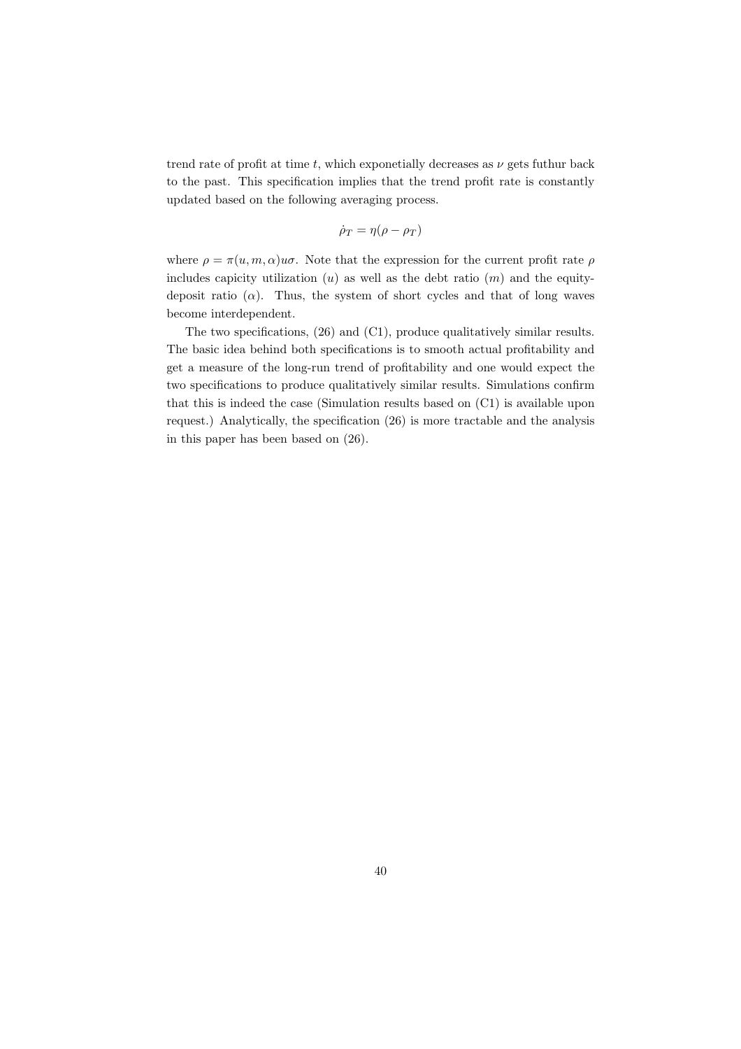trend rate of profit at time $t$, which exponetially decreases as $\nu$ gets futhur back to the past. This specification implies that the trend profit rate is constantly updated based on the following averaging process.

$$\dot{\rho}_T = \eta(\rho - \rho_T)$$

where $\rho = \pi(u, m, \alpha)u\sigma$. Note that the expression for the current profit rate $\rho$ includes capicity utilization ($u$) as well as the debt ratio ($m$) and the equity-deposit ratio ($\alpha$). Thus, the system of short cycles and that of long waves become interdependent.

The two specifications, (26) and (C1), produce qualitatively similar results. The basic idea behind both specifications is to smooth actual profitability and get a measure of the long-run trend of profitability and one would expect the two specifications to produce qualitatively similar results. Simulations confirm that this is indeed the case (Simulation results based on (C1) is available upon request.) Analytically, the specification (26) is more tractable and the analysis in this paper has been based on (26).